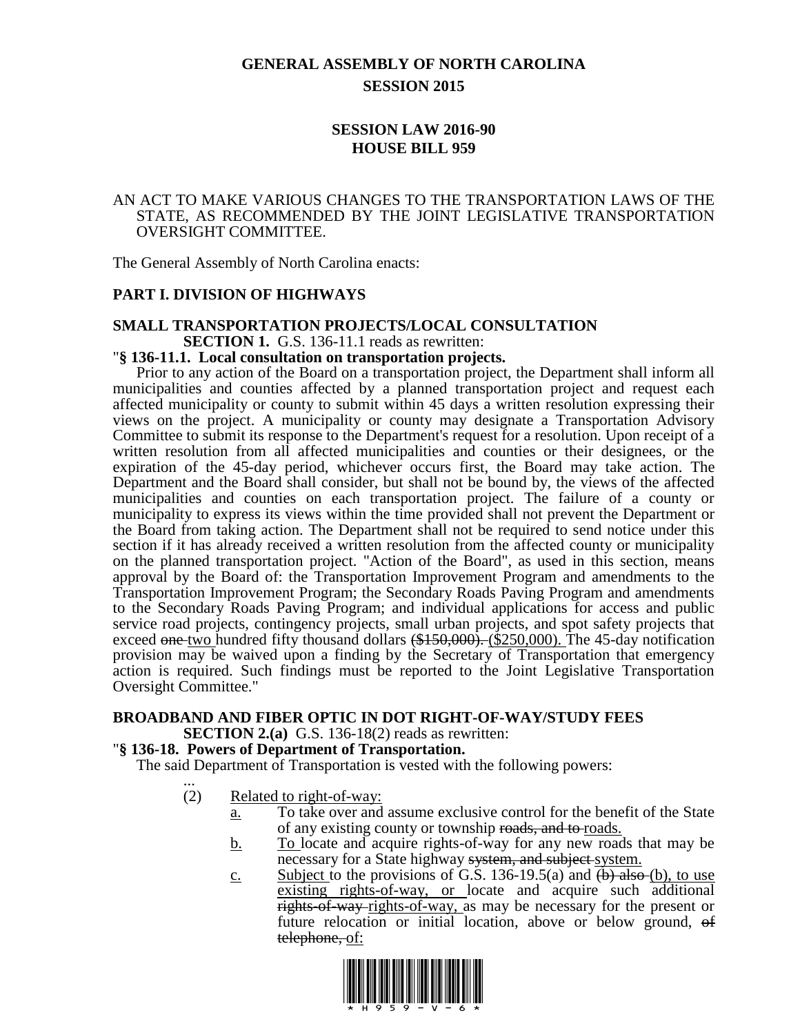# GENERAL ASSEMBLY OF NORTH CAROLINA
## SESSION 2015

## SESSION LAW 2016-90
## HOUSE BILL 959

AN ACT TO MAKE VARIOUS CHANGES TO THE TRANSPORTATION LAWS OF THE STATE, AS RECOMMENDED BY THE JOINT LEGISLATIVE TRANSPORTATION OVERSIGHT COMMITTEE.

The General Assembly of North Carolina enacts:

## PART I. DIVISION OF HIGHWAYS

### SMALL TRANSPORTATION PROJECTS/LOCAL CONSULTATION

**SECTION 1.** G.S. 136-11.1 reads as rewritten:

"**§ 136-11.1. Local consultation on transportation projects.**

Prior to any action of the Board on a transportation project, the Department shall inform all municipalities and counties affected by a planned transportation project and request each affected municipality or county to submit within 45 days a written resolution expressing their views on the project. A municipality or county may designate a Transportation Advisory Committee to submit its response to the Department's request for a resolution. Upon receipt of a written resolution from all affected municipalities and counties or their designees, or the expiration of the 45-day period, whichever occurs first, the Board may take action. The Department and the Board shall consider, but shall not be bound by, the views of the affected municipalities and counties on each transportation project. The failure of a county or municipality to express its views within the time provided shall not prevent the Department or the Board from taking action. The Department shall not be required to send notice under this section if it has already received a written resolution from the affected county or municipality on the planned transportation project. "Action of the Board", as used in this section, means approval by the Board of: the Transportation Improvement Program and amendments to the Transportation Improvement Program; the Secondary Roads Paving Program and amendments to the Secondary Roads Paving Program; and individual applications for access and public service road projects, contingency projects, small urban projects, and spot safety projects that exceed ~~one~~ <u>two</u> hundred fifty thousand dollars ~~($150,000).~~ <u>($250,000).</u> The 45-day notification provision may be waived upon a finding by the Secretary of Transportation that emergency action is required. Such findings must be reported to the Joint Legislative Transportation Oversight Committee."

### BROADBAND AND FIBER OPTIC IN DOT RIGHT-OF-WAY/STUDY FEES

**SECTION 2.(a)** G.S. 136-18(2) reads as rewritten:

"**§ 136-18. Powers of Department of Transportation.**

The said Department of Transportation is vested with the following powers:

...

(2) <u>Related to right-of-way:</u>

<u>a.</u> To take over and assume exclusive control for the benefit of the State of any existing county or township ~~roads, and to~~ <u>roads.</u>

<u>b.</u> <u>To</u> locate and acquire rights-of-way for any new roads that may be necessary for a State highway ~~system, and subject~~ <u>system.</u>

<u>c.</u> <u>Subject</u> to the provisions of G.S. 136-19.5(a) and ~~(b) also~~ <u>(b), to use existing rights-of-way, or</u> locate and acquire such additional ~~rights-of-way~~ <u>rights-of-way,</u> as may be necessary for the present or future relocation or initial location, above or below ground, ~~of telephone,~~ <u>of:</u>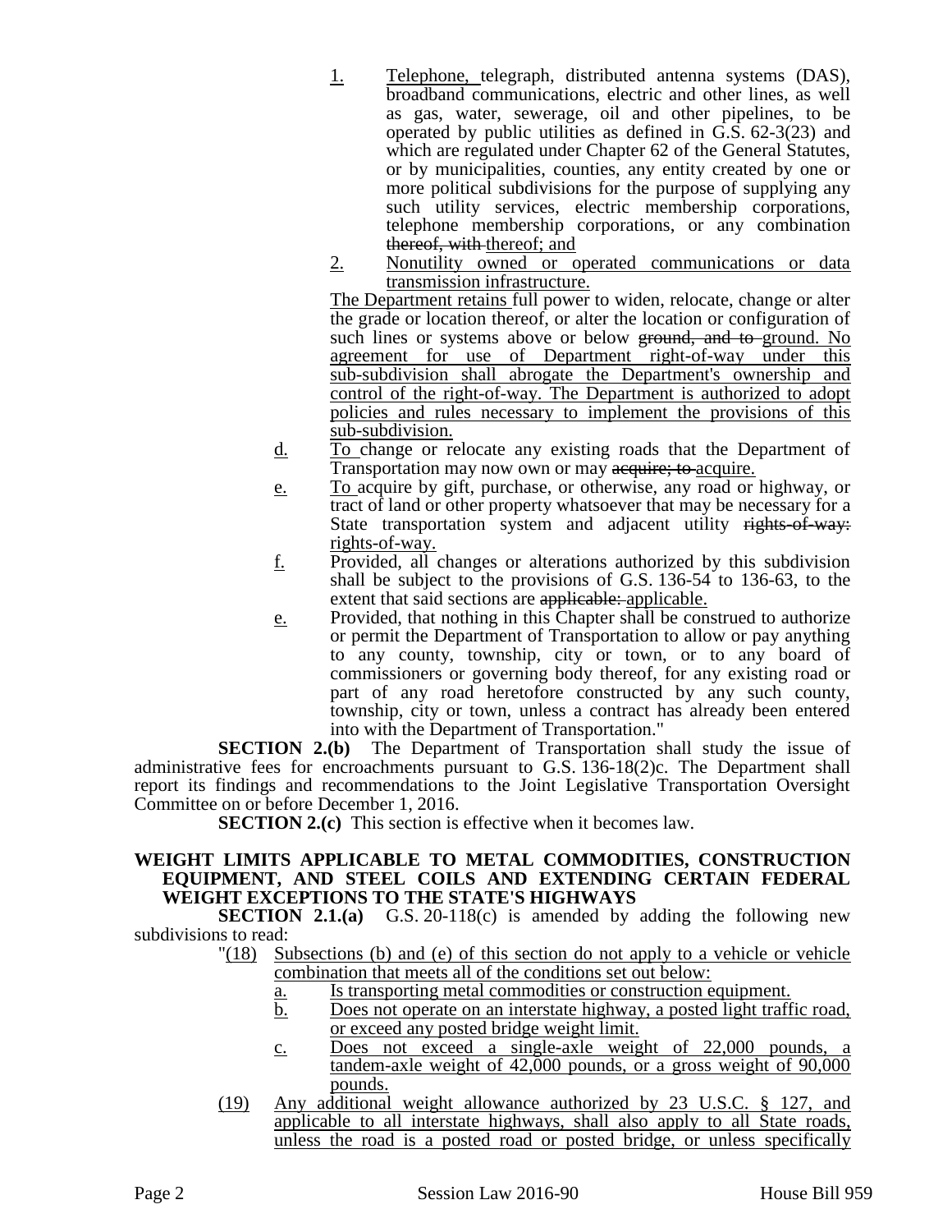1. Telephone, telegraph, distributed antenna systems (DAS), broadband communications, electric and other lines, as well as gas, water, sewerage, oil and other pipelines, to be operated by public utilities as defined in G.S. 62-3(23) and which are regulated under Chapter 62 of the General Statutes, or by municipalities, counties, any entity created by one or more political subdivisions for the purpose of supplying any such utility services, electric membership corporations, telephone membership corporations, or any combination ~~thereof, with~~ thereof; and
2. Nonutility owned or operated communications or data transmission infrastructure.

The Department retains full power to widen, relocate, change or alter the grade or location thereof, or alter the location or configuration of such lines or systems above or below ~~ground, and to~~ ground. No agreement for use of Department right-of-way under this sub-subdivision shall abrogate the Department's ownership and control of the right-of-way. The Department is authorized to adopt policies and rules necessary to implement the provisions of this sub-subdivision.

d. To change or relocate any existing roads that the Department of Transportation may now own or may ~~acquire; to~~ acquire.

e. To acquire by gift, purchase, or otherwise, any road or highway, or tract of land or other property whatsoever that may be necessary for a State transportation system and adjacent utility ~~rights-of-way:~~ rights-of-way.

f. Provided, all changes or alterations authorized by this subdivision shall be subject to the provisions of G.S. 136-54 to 136-63, to the extent that said sections are ~~applicable:~~ applicable.

e. Provided, that nothing in this Chapter shall be construed to authorize or permit the Department of Transportation to allow or pay anything to any county, township, city or town, or to any board of commissioners or governing body thereof, for any existing road or part of any road heretofore constructed by any such county, township, city or town, unless a contract has already been entered into with the Department of Transportation."

**SECTION 2.(b)** The Department of Transportation shall study the issue of administrative fees for encroachments pursuant to G.S. 136-18(2)c. The Department shall report its findings and recommendations to the Joint Legislative Transportation Oversight Committee on or before December 1, 2016.

**SECTION 2.(c)** This section is effective when it becomes law.

**WEIGHT LIMITS APPLICABLE TO METAL COMMODITIES, CONSTRUCTION EQUIPMENT, AND STEEL COILS AND EXTENDING CERTAIN FEDERAL WEIGHT EXCEPTIONS TO THE STATE'S HIGHWAYS**

**SECTION 2.1.(a)** G.S. 20-118(c) is amended by adding the following new subdivisions to read:

"(18) Subsections (b) and (e) of this section do not apply to a vehicle or vehicle combination that meets all of the conditions set out below:
a. Is transporting metal commodities or construction equipment.
b. Does not operate on an interstate highway, a posted light traffic road, or exceed any posted bridge weight limit.
c. Does not exceed a single-axle weight of 22,000 pounds, a tandem-axle weight of 42,000 pounds, or a gross weight of 90,000 pounds.

(19) Any additional weight allowance authorized by 23 U.S.C. § 127, and applicable to all interstate highways, shall also apply to all State roads, unless the road is a posted road or posted bridge, or unless specifically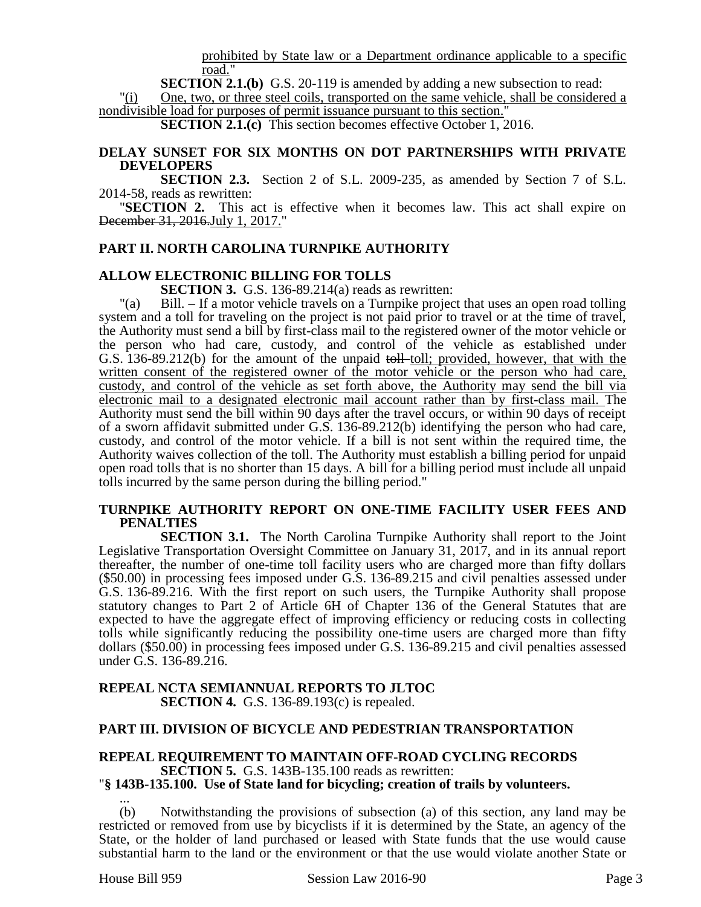prohibited by State law or a Department ordinance applicable to a specific road."

**SECTION 2.1.(b)** G.S. 20-119 is amended by adding a new subsection to read:

"(i) One, two, or three steel coils, transported on the same vehicle, shall be considered a nondivisible load for purposes of permit issuance pursuant to this section."

**SECTION 2.1.(c)** This section becomes effective October 1, 2016.

## DELAY SUNSET FOR SIX MONTHS ON DOT PARTNERSHIPS WITH PRIVATE DEVELOPERS

**SECTION 2.3.** Section 2 of S.L. 2009-235, as amended by Section 7 of S.L. 2014-58, reads as rewritten:

"**SECTION 2.** This act is effective when it becomes law. This act shall expire on ~~December 31, 2016.~~July 1, 2017."

## PART II. NORTH CAROLINA TURNPIKE AUTHORITY

## ALLOW ELECTRONIC BILLING FOR TOLLS

**SECTION 3.** G.S. 136-89.214(a) reads as rewritten:

"(a) Bill. – If a motor vehicle travels on a Turnpike project that uses an open road tolling system and a toll for traveling on the project is not paid prior to travel or at the time of travel, the Authority must send a bill by first-class mail to the registered owner of the motor vehicle or the person who had care, custody, and control of the vehicle as established under G.S. 136-89.212(b) for the amount of the unpaid ~~toll~~ toll; provided, however, that with the written consent of the registered owner of the motor vehicle or the person who had care, custody, and control of the vehicle as set forth above, the Authority may send the bill via electronic mail to a designated electronic mail account rather than by first-class mail. The Authority must send the bill within 90 days after the travel occurs, or within 90 days of receipt of a sworn affidavit submitted under G.S. 136-89.212(b) identifying the person who had care, custody, and control of the motor vehicle. If a bill is not sent within the required time, the Authority waives collection of the toll. The Authority must establish a billing period for unpaid open road tolls that is no shorter than 15 days. A bill for a billing period must include all unpaid tolls incurred by the same person during the billing period."

## TURNPIKE AUTHORITY REPORT ON ONE-TIME FACILITY USER FEES AND PENALTIES

**SECTION 3.1.** The North Carolina Turnpike Authority shall report to the Joint Legislative Transportation Oversight Committee on January 31, 2017, and in its annual report thereafter, the number of one-time toll facility users who are charged more than fifty dollars ($50.00) in processing fees imposed under G.S. 136-89.215 and civil penalties assessed under G.S. 136-89.216. With the first report on such users, the Turnpike Authority shall propose statutory changes to Part 2 of Article 6H of Chapter 136 of the General Statutes that are expected to have the aggregate effect of improving efficiency or reducing costs in collecting tolls while significantly reducing the possibility one-time users are charged more than fifty dollars ($50.00) in processing fees imposed under G.S. 136-89.215 and civil penalties assessed under G.S. 136-89.216.

## REPEAL NCTA SEMIANNUAL REPORTS TO JLTOC

**SECTION 4.** G.S. 136-89.193(c) is repealed.

## PART III. DIVISION OF BICYCLE AND PEDESTRIAN TRANSPORTATION

## REPEAL REQUIREMENT TO MAINTAIN OFF-ROAD CYCLING RECORDS

**SECTION 5.** G.S. 143B-135.100 reads as rewritten:

"**§ 143B-135.100. Use of State land for bicycling; creation of trails by volunteers.**

...

(b) Notwithstanding the provisions of subsection (a) of this section, any land may be restricted or removed from use by bicyclists if it is determined by the State, an agency of the State, or the holder of land purchased or leased with State funds that the use would cause substantial harm to the land or the environment or that the use would violate another State or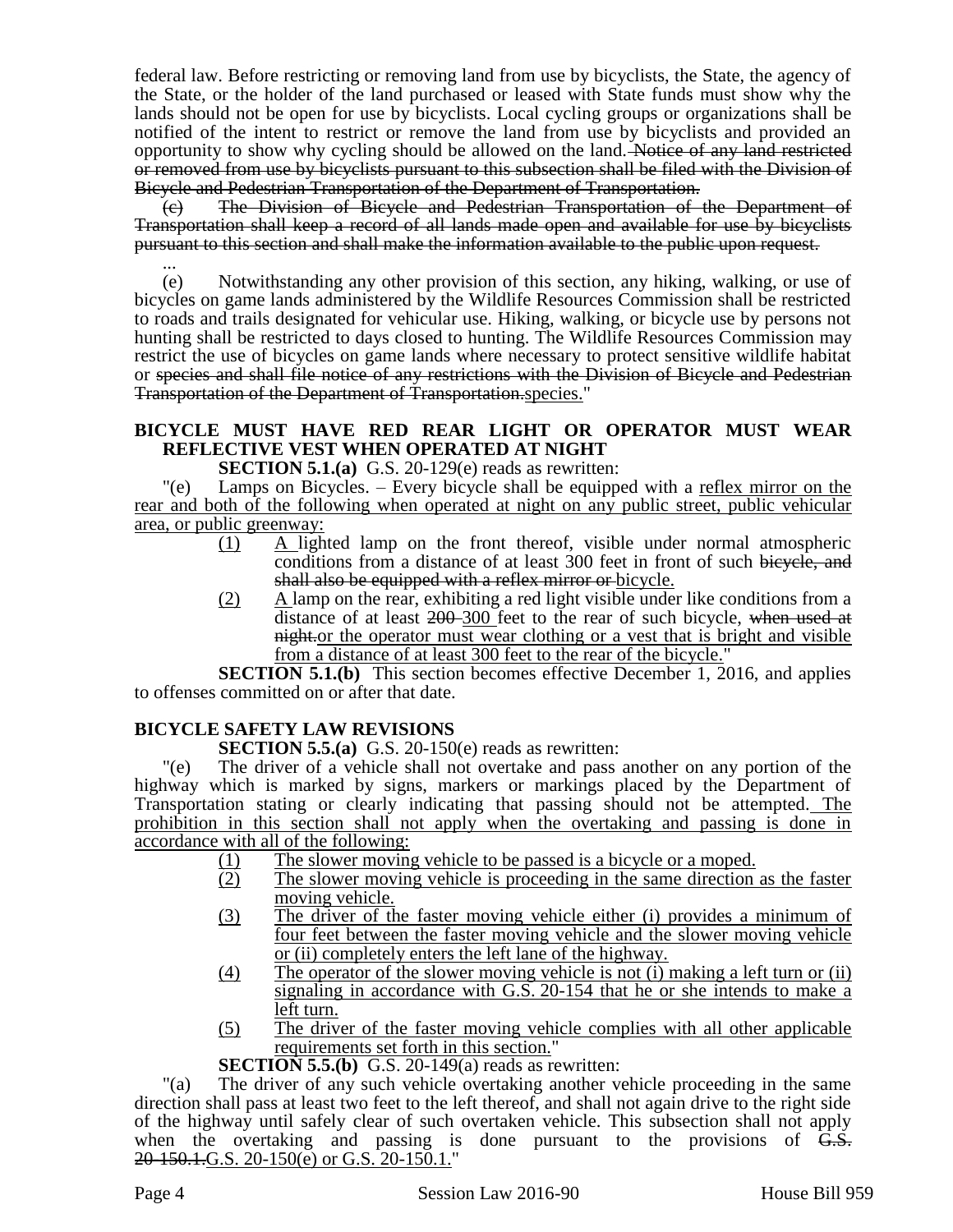federal law. Before restricting or removing land from use by bicyclists, the State, the agency of the State, or the holder of the land purchased or leased with State funds must show why the lands should not be open for use by bicyclists. Local cycling groups or organizations shall be notified of the intent to restrict or remove the land from use by bicyclists and provided an opportunity to show why cycling should be allowed on the land. ~~Notice of any land restricted or removed from use by bicyclists pursuant to this subsection shall be filed with the Division of Bicycle and Pedestrian Transportation of the Department of Transportation.~~

~~(c) The Division of Bicycle and Pedestrian Transportation of the Department of Transportation shall keep a record of all lands made open and available for use by bicyclists pursuant to this section and shall make the information available to the public upon request.~~

...

(e) Notwithstanding any other provision of this section, any hiking, walking, or use of bicycles on game lands administered by the Wildlife Resources Commission shall be restricted to roads and trails designated for vehicular use. Hiking, walking, or bicycle use by persons not hunting shall be restricted to days closed to hunting. The Wildlife Resources Commission may restrict the use of bicycles on game lands where necessary to protect sensitive wildlife habitat or ~~species and shall file notice of any restrictions with the Division of Bicycle and Pedestrian Transportation of the Department of Transportation.~~<u>species.</u>"

**BICYCLE MUST HAVE RED REAR LIGHT OR OPERATOR MUST WEAR REFLECTIVE VEST WHEN OPERATED AT NIGHT**

**SECTION 5.1.(a)** G.S. 20-129(e) reads as rewritten:

"(e) Lamps on Bicycles. – Every bicycle shall be equipped with a <u>reflex mirror on the rear and both of the following when operated at night on any public street, public vehicular area, or public greenway:</u>

- <u>(1)</u> <u>A</u> lighted lamp on the front thereof, visible under normal atmospheric conditions from a distance of at least 300 feet in front of such ~~bicycle, and shall also be equipped with a reflex mirror or~~ <u>bicycle.</u>
- <u>(2)</u> <u>A</u> lamp on the rear, exhibiting a red light visible under like conditions from a distance of at least ~~200~~ <u>300</u> feet to the rear of such bicycle, ~~when used at night.~~<u>or the operator must wear clothing or a vest that is bright and visible from a distance of at least 300 feet to the rear of the bicycle.</u>"

**SECTION 5.1.(b)** This section becomes effective December 1, 2016, and applies to offenses committed on or after that date.

**BICYCLE SAFETY LAW REVISIONS**

**SECTION 5.5.(a)** G.S. 20-150(e) reads as rewritten:

"(e) The driver of a vehicle shall not overtake and pass another on any portion of the highway which is marked by signs, markers or markings placed by the Department of Transportation stating or clearly indicating that passing should not be attempted. <u>The prohibition in this section shall not apply when the overtaking and passing is done in accordance with all of the following:</u>

- <u>(1)</u> <u>The slower moving vehicle to be passed is a bicycle or a moped.</u>
- <u>(2)</u> <u>The slower moving vehicle is proceeding in the same direction as the faster moving vehicle.</u>
- <u>(3)</u> <u>The driver of the faster moving vehicle either (i) provides a minimum of four feet between the faster moving vehicle and the slower moving vehicle or (ii) completely enters the left lane of the highway.</u>
- <u>(4)</u> <u>The operator of the slower moving vehicle is not (i) making a left turn or (ii) signaling in accordance with G.S. 20-154 that he or she intends to make a left turn.</u>
- <u>(5)</u> <u>The driver of the faster moving vehicle complies with all other applicable requirements set forth in this section.</u>"

**SECTION 5.5.(b)** G.S. 20-149(a) reads as rewritten:

"(a) The driver of any such vehicle overtaking another vehicle proceeding in the same direction shall pass at least two feet to the left thereof, and shall not again drive to the right side of the highway until safely clear of such overtaken vehicle. This subsection shall not apply when the overtaking and passing is done pursuant to the provisions of ~~G.S. 20-150.1.~~<u>G.S. 20-150(e) or G.S. 20-150.1.</u>"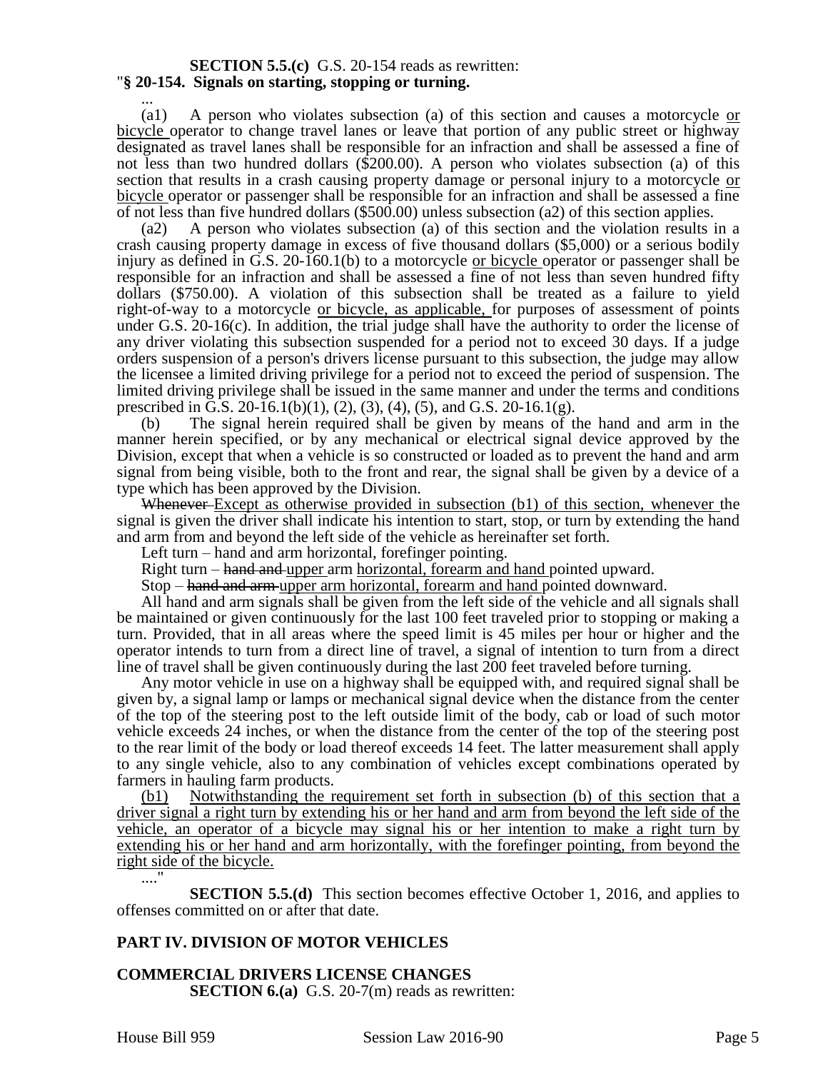**SECTION 5.5.(c)** G.S. 20-154 reads as rewritten:

"**§ 20-154. Signals on starting, stopping or turning.**

...

(a1) A person who violates subsection (a) of this section and causes a motorcycle or bicycle operator to change travel lanes or leave that portion of any public street or highway designated as travel lanes shall be responsible for an infraction and shall be assessed a fine of not less than two hundred dollars ($200.00). A person who violates subsection (a) of this section that results in a crash causing property damage or personal injury to a motorcycle or bicycle operator or passenger shall be responsible for an infraction and shall be assessed a fine of not less than five hundred dollars ($500.00) unless subsection (a2) of this section applies.

(a2) A person who violates subsection (a) of this section and the violation results in a crash causing property damage in excess of five thousand dollars ($5,000) or a serious bodily injury as defined in G.S. 20-160.1(b) to a motorcycle or bicycle operator or passenger shall be responsible for an infraction and shall be assessed a fine of not less than seven hundred fifty dollars ($750.00). A violation of this subsection shall be treated as a failure to yield right-of-way to a motorcycle or bicycle, as applicable, for purposes of assessment of points under G.S. 20-16(c). In addition, the trial judge shall have the authority to order the license of any driver violating this subsection suspended for a period not to exceed 30 days. If a judge orders suspension of a person's drivers license pursuant to this subsection, the judge may allow the licensee a limited driving privilege for a period not to exceed the period of suspension. The limited driving privilege shall be issued in the same manner and under the terms and conditions prescribed in G.S. 20-16.1(b)(1), (2), (3), (4), (5), and G.S. 20-16.1(g).

(b) The signal herein required shall be given by means of the hand and arm in the manner herein specified, or by any mechanical or electrical signal device approved by the Division, except that when a vehicle is so constructed or loaded as to prevent the hand and arm signal from being visible, both to the front and rear, the signal shall be given by a device of a type which has been approved by the Division.

~~Whenever~~ Except as otherwise provided in subsection (b1) of this section, whenever the signal is given the driver shall indicate his intention to start, stop, or turn by extending the hand and arm from and beyond the left side of the vehicle as hereinafter set forth.

Left turn – hand and arm horizontal, forefinger pointing.

Right turn – ~~hand and~~ upper arm horizontal, forearm and hand pointed upward.

Stop – ~~hand and arm~~ upper arm horizontal, forearm and hand pointed downward.

All hand and arm signals shall be given from the left side of the vehicle and all signals shall be maintained or given continuously for the last 100 feet traveled prior to stopping or making a turn. Provided, that in all areas where the speed limit is 45 miles per hour or higher and the operator intends to turn from a direct line of travel, a signal of intention to turn from a direct line of travel shall be given continuously during the last 200 feet traveled before turning.

Any motor vehicle in use on a highway shall be equipped with, and required signal shall be given by, a signal lamp or lamps or mechanical signal device when the distance from the center of the top of the steering post to the left outside limit of the body, cab or load of such motor vehicle exceeds 24 inches, or when the distance from the center of the top of the steering post to the rear limit of the body or load thereof exceeds 14 feet. The latter measurement shall apply to any single vehicle, also to any combination of vehicles except combinations operated by farmers in hauling farm products.

(b1) Notwithstanding the requirement set forth in subsection (b) of this section that a driver signal a right turn by extending his or her hand and arm from beyond the left side of the vehicle, an operator of a bicycle may signal his or her intention to make a right turn by extending his or her hand and arm horizontally, with the forefinger pointing, from beyond the right side of the bicycle.

...."

**SECTION 5.5.(d)** This section becomes effective October 1, 2016, and applies to offenses committed on or after that date.

## PART IV. DIVISION OF MOTOR VEHICLES

### COMMERCIAL DRIVERS LICENSE CHANGES

**SECTION 6.(a)** G.S. 20-7(m) reads as rewritten: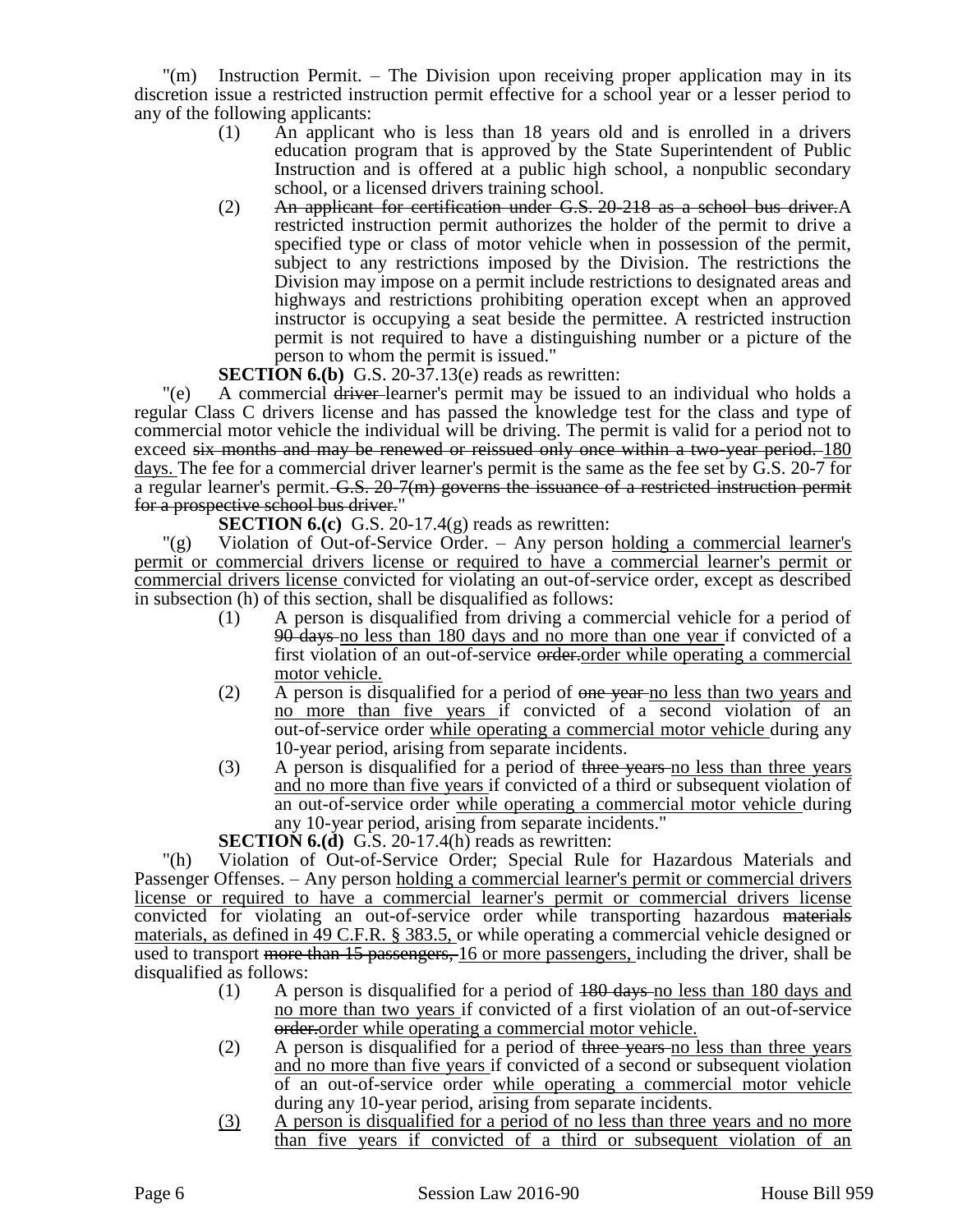"(m) Instruction Permit. – The Division upon receiving proper application may in its discretion issue a restricted instruction permit effective for a school year or a lesser period to any of the following applicants:

(1) An applicant who is less than 18 years old and is enrolled in a drivers education program that is approved by the State Superintendent of Public Instruction and is offered at a public high school, a nonpublic secondary school, or a licensed drivers training school.

(2) ~~An applicant for certification under G.S. 20-218 as a school bus driver.~~A restricted instruction permit authorizes the holder of the permit to drive a specified type or class of motor vehicle when in possession of the permit, subject to any restrictions imposed by the Division. The restrictions the Division may impose on a permit include restrictions to designated areas and highways and restrictions prohibiting operation except when an approved instructor is occupying a seat beside the permittee. A restricted instruction permit is not required to have a distinguishing number or a picture of the person to whom the permit is issued."

**SECTION 6.(b)** G.S. 20-37.13(e) reads as rewritten:

"(e) A commercial ~~driver~~ learner's permit may be issued to an individual who holds a regular Class C drivers license and has passed the knowledge test for the class and type of commercial motor vehicle the individual will be driving. The permit is valid for a period not to exceed ~~six months and may be renewed or reissued only once within a two-year period.~~ <u>180 days.</u> The fee for a commercial driver learner's permit is the same as the fee set by G.S. 20-7 for a regular learner's permit. ~~G.S. 20-7(m) governs the issuance of a restricted instruction permit for a prospective school bus driver.~~"

**SECTION 6.(c)** G.S. 20-17.4(g) reads as rewritten:

"(g) Violation of Out-of-Service Order. – Any person <u>holding a commercial learner's permit or commercial drivers license or required to have a commercial learner's permit or commercial drivers license</u> convicted for violating an out-of-service order, except as described in subsection (h) of this section, shall be disqualified as follows:

(1) A person is disqualified from driving a commercial vehicle for a period of ~~90 days~~ <u>no less than 180 days and no more than one year</u> if convicted of a first violation of an out-of-service ~~order.~~<u>order while operating a commercial motor vehicle.</u>

(2) A person is disqualified for a period of ~~one year~~ <u>no less than two years and no more than five years</u> if convicted of a second violation of an out-of-service order <u>while operating a commercial motor vehicle</u> during any 10-year period, arising from separate incidents.

(3) A person is disqualified for a period of ~~three years~~ <u>no less than three years and no more than five years</u> if convicted of a third or subsequent violation of an out-of-service order <u>while operating a commercial motor vehicle</u> during any 10-year period, arising from separate incidents."

**SECTION 6.(d)** G.S. 20-17.4(h) reads as rewritten:

"(h) Violation of Out-of-Service Order; Special Rule for Hazardous Materials and Passenger Offenses. – Any person <u>holding a commercial learner's permit or commercial drivers license or required to have a commercial learner's permit or commercial drivers license</u> convicted for violating an out-of-service order while transporting hazardous ~~materials~~ <u>materials, as defined in 49 C.F.R. § 383.5,</u> or while operating a commercial vehicle designed or used to transport ~~more than 15 passengers,~~ <u>16 or more passengers,</u> including the driver, shall be disqualified as follows:

(1) A person is disqualified for a period of ~~180 days~~ <u>no less than 180 days and no more than two years</u> if convicted of a first violation of an out-of-service ~~order.~~<u>order while operating a commercial motor vehicle.</u>

(2) A person is disqualified for a period of ~~three years~~ <u>no less than three years and no more than five years</u> if convicted of a second or subsequent violation of an out-of-service order <u>while operating a commercial motor vehicle</u> during any 10-year period, arising from separate incidents.

<u>(3) A person is disqualified for a period of no less than three years and no more than five years if convicted of a third or subsequent violation of an</u>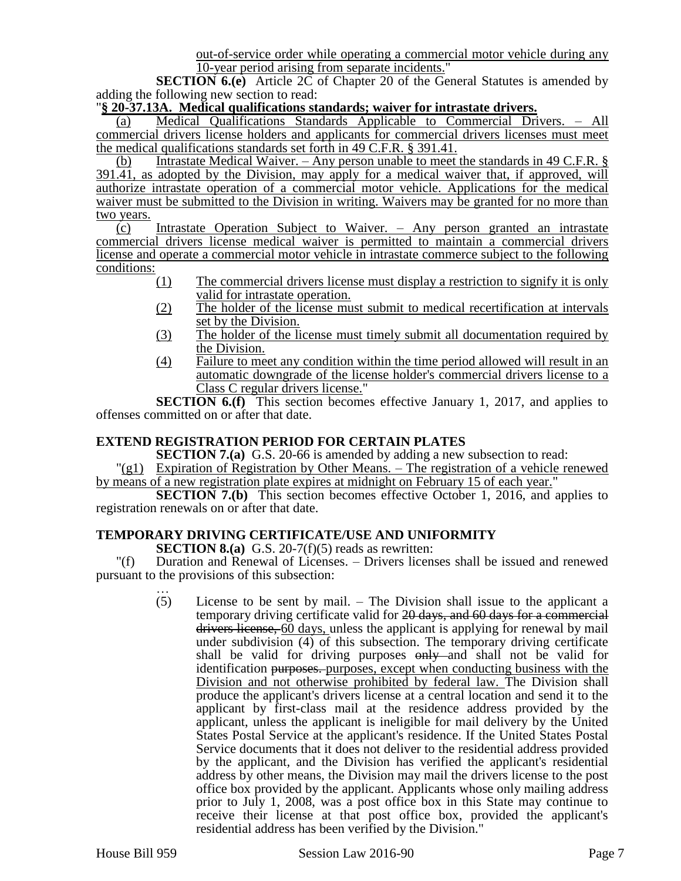out-of-service order while operating a commercial motor vehicle during any 10-year period arising from separate incidents."

**SECTION 6.(e)** Article 2C of Chapter 20 of the General Statutes is amended by adding the following new section to read:

"**§ 20-37.13A. Medical qualifications standards; waiver for intrastate drivers.**

(a) Medical Qualifications Standards Applicable to Commercial Drivers. – All commercial drivers license holders and applicants for commercial drivers licenses must meet the medical qualifications standards set forth in 49 C.F.R. § 391.41.

(b) Intrastate Medical Waiver. – Any person unable to meet the standards in 49 C.F.R. § 391.41, as adopted by the Division, may apply for a medical waiver that, if approved, will authorize intrastate operation of a commercial motor vehicle. Applications for the medical waiver must be submitted to the Division in writing. Waivers may be granted for no more than two years.

(c) Intrastate Operation Subject to Waiver. – Any person granted an intrastate commercial drivers license medical waiver is permitted to maintain a commercial drivers license and operate a commercial motor vehicle in intrastate commerce subject to the following conditions:

(1) The commercial drivers license must display a restriction to signify it is only valid for intrastate operation.
(2) The holder of the license must submit to medical recertification at intervals set by the Division.
(3) The holder of the license must timely submit all documentation required by the Division.
(4) Failure to meet any condition within the time period allowed will result in an automatic downgrade of the license holder's commercial drivers license to a Class C regular drivers license."

**SECTION 6.(f)** This section becomes effective January 1, 2017, and applies to offenses committed on or after that date.

**EXTEND REGISTRATION PERIOD FOR CERTAIN PLATES**

**SECTION 7.(a)** G.S. 20-66 is amended by adding a new subsection to read:

"(g1) Expiration of Registration by Other Means. – The registration of a vehicle renewed by means of a new registration plate expires at midnight on February 15 of each year."

**SECTION 7.(b)** This section becomes effective October 1, 2016, and applies to registration renewals on or after that date.

**TEMPORARY DRIVING CERTIFICATE/USE AND UNIFORMITY**

**SECTION 8.(a)** G.S. 20-7(f)(5) reads as rewritten:

"(f) Duration and Renewal of Licenses. – Drivers licenses shall be issued and renewed pursuant to the provisions of this subsection:

…

(5) License to be sent by mail. – The Division shall issue to the applicant a temporary driving certificate valid for ~~20 days, and 60 days for a commercial drivers license,~~ 60 days, unless the applicant is applying for renewal by mail under subdivision (4) of this subsection. The temporary driving certificate shall be valid for driving purposes ~~only~~ and shall not be valid for identification ~~purposes.~~ purposes, except when conducting business with the Division and not otherwise prohibited by federal law. The Division shall produce the applicant's drivers license at a central location and send it to the applicant by first-class mail at the residence address provided by the applicant, unless the applicant is ineligible for mail delivery by the United States Postal Service at the applicant's residence. If the United States Postal Service documents that it does not deliver to the residential address provided by the applicant, and the Division has verified the applicant's residential address by other means, the Division may mail the drivers license to the post office box provided by the applicant. Applicants whose only mailing address prior to July 1, 2008, was a post office box in this State may continue to receive their license at that post office box, provided the applicant's residential address has been verified by the Division."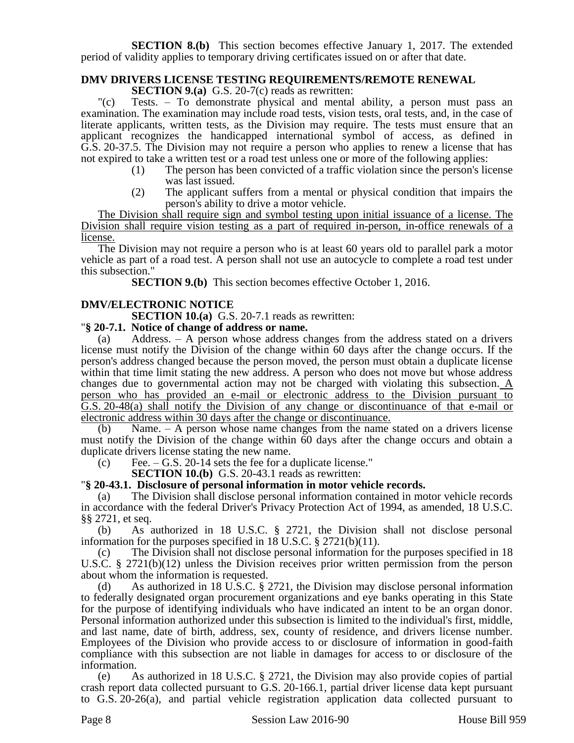**SECTION 8.(b)** This section becomes effective January 1, 2017. The extended period of validity applies to temporary driving certificates issued on or after that date.

**DMV DRIVERS LICENSE TESTING REQUIREMENTS/REMOTE RENEWAL**

**SECTION 9.(a)** G.S. 20-7(c) reads as rewritten:

"(c) Tests. – To demonstrate physical and mental ability, a person must pass an examination. The examination may include road tests, vision tests, oral tests, and, in the case of literate applicants, written tests, as the Division may require. The tests must ensure that an applicant recognizes the handicapped international symbol of access, as defined in G.S. 20-37.5. The Division may not require a person who applies to renew a license that has not expired to take a written test or a road test unless one or more of the following applies:

(1) The person has been convicted of a traffic violation since the person's license was last issued.

(2) The applicant suffers from a mental or physical condition that impairs the person's ability to drive a motor vehicle.

<u>The Division shall require sign and symbol testing upon initial issuance of a license. The Division shall require vision testing as a part of required in-person, in-office renewals of a license.</u>

The Division may not require a person who is at least 60 years old to parallel park a motor vehicle as part of a road test. A person shall not use an autocycle to complete a road test under this subsection."

**SECTION 9.(b)** This section becomes effective October 1, 2016.

**DMV/ELECTRONIC NOTICE**

**SECTION 10.(a)** G.S. 20-7.1 reads as rewritten:

"**§ 20-7.1. Notice of change of address or name.**

(a) Address. – A person whose address changes from the address stated on a drivers license must notify the Division of the change within 60 days after the change occurs. If the person's address changed because the person moved, the person must obtain a duplicate license within that time limit stating the new address. A person who does not move but whose address changes due to governmental action may not be charged with violating this subsection. <u>A person who has provided an e-mail or electronic address to the Division pursuant to G.S. 20-48(a) shall notify the Division of any change or discontinuance of that e-mail or electronic address within 30 days after the change or discontinuance.</u>

(b) Name. – A person whose name changes from the name stated on a drivers license must notify the Division of the change within 60 days after the change occurs and obtain a duplicate drivers license stating the new name.

(c) Fee. – G.S. 20-14 sets the fee for a duplicate license."

**SECTION 10.(b)** G.S. 20-43.1 reads as rewritten:

"**§ 20-43.1. Disclosure of personal information in motor vehicle records.**

(a) The Division shall disclose personal information contained in motor vehicle records in accordance with the federal Driver's Privacy Protection Act of 1994, as amended, 18 U.S.C. §§ 2721, et seq.

(b) As authorized in 18 U.S.C. § 2721, the Division shall not disclose personal information for the purposes specified in 18 U.S.C. § 2721(b)(11).

(c) The Division shall not disclose personal information for the purposes specified in 18 U.S.C. § 2721(b)(12) unless the Division receives prior written permission from the person about whom the information is requested.

(d) As authorized in 18 U.S.C. § 2721, the Division may disclose personal information to federally designated organ procurement organizations and eye banks operating in this State for the purpose of identifying individuals who have indicated an intent to be an organ donor. Personal information authorized under this subsection is limited to the individual's first, middle, and last name, date of birth, address, sex, county of residence, and drivers license number. Employees of the Division who provide access to or disclosure of information in good-faith compliance with this subsection are not liable in damages for access to or disclosure of the information.

(e) As authorized in 18 U.S.C. § 2721, the Division may also provide copies of partial crash report data collected pursuant to G.S. 20-166.1, partial driver license data kept pursuant to G.S. 20-26(a), and partial vehicle registration application data collected pursuant to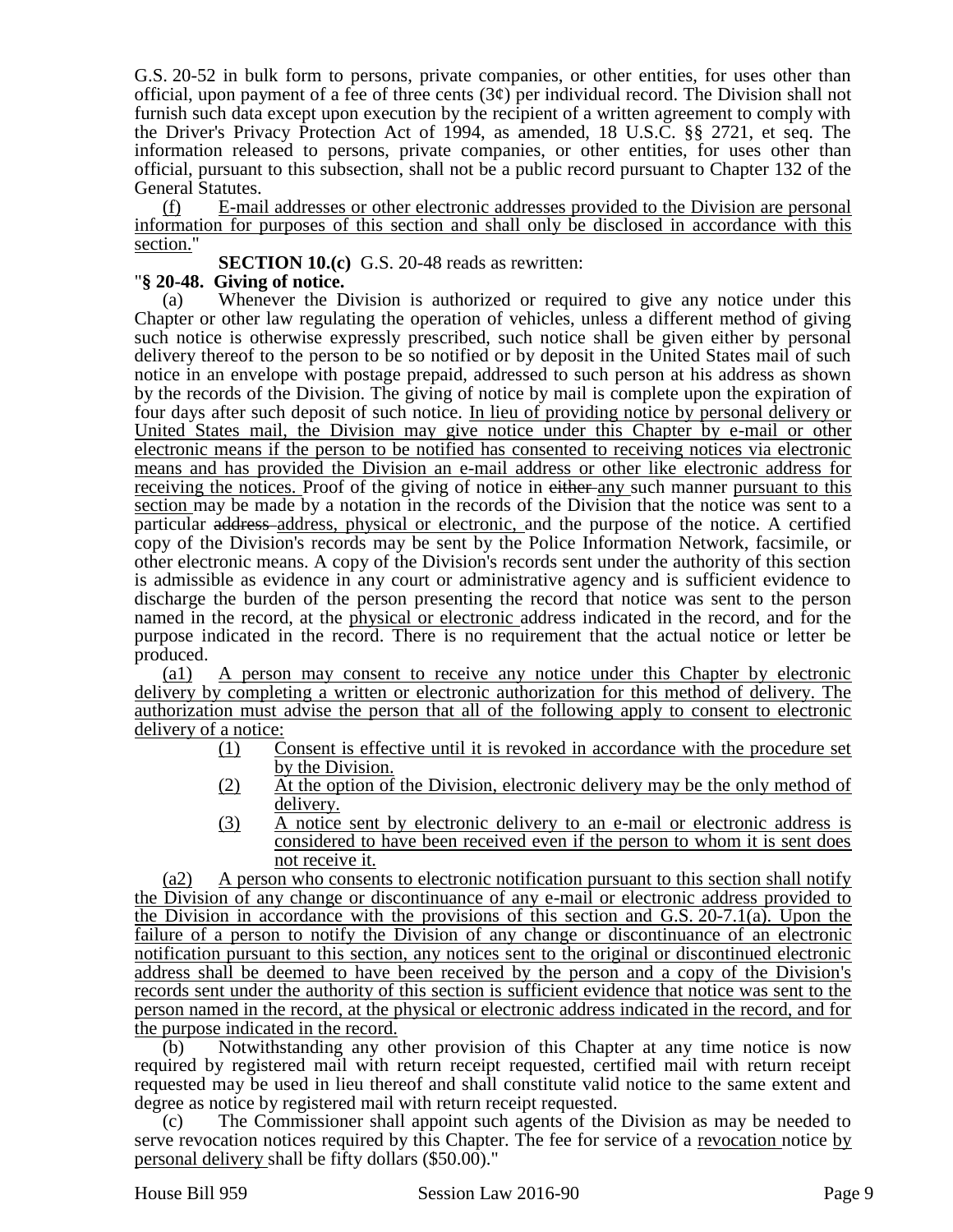G.S. 20-52 in bulk form to persons, private companies, or other entities, for uses other than official, upon payment of a fee of three cents (3¢) per individual record. The Division shall not furnish such data except upon execution by the recipient of a written agreement to comply with the Driver's Privacy Protection Act of 1994, as amended, 18 U.S.C. §§ 2721, et seq. The information released to persons, private companies, or other entities, for uses other than official, pursuant to this subsection, shall not be a public record pursuant to Chapter 132 of the General Statutes.

(f) E-mail addresses or other electronic addresses provided to the Division are personal information for purposes of this section and shall only be disclosed in accordance with this section."

**SECTION 10.(c)** G.S. 20-48 reads as rewritten:

"**§ 20-48. Giving of notice.**

(a) Whenever the Division is authorized or required to give any notice under this Chapter or other law regulating the operation of vehicles, unless a different method of giving such notice is otherwise expressly prescribed, such notice shall be given either by personal delivery thereof to the person to be so notified or by deposit in the United States mail of such notice in an envelope with postage prepaid, addressed to such person at his address as shown by the records of the Division. The giving of notice by mail is complete upon the expiration of four days after such deposit of such notice. In lieu of providing notice by personal delivery or United States mail, the Division may give notice under this Chapter by e-mail or other electronic means if the person to be notified has consented to receiving notices via electronic means and has provided the Division an e-mail address or other like electronic address for receiving the notices. Proof of the giving of notice in ~~either~~ any such manner pursuant to this section may be made by a notation in the records of the Division that the notice was sent to a particular ~~address~~ address, physical or electronic, and the purpose of the notice. A certified copy of the Division's records may be sent by the Police Information Network, facsimile, or other electronic means. A copy of the Division's records sent under the authority of this section is admissible as evidence in any court or administrative agency and is sufficient evidence to discharge the burden of the person presenting the record that notice was sent to the person named in the record, at the physical or electronic address indicated in the record, and for the purpose indicated in the record. There is no requirement that the actual notice or letter be produced.

(a1) A person may consent to receive any notice under this Chapter by electronic delivery by completing a written or electronic authorization for this method of delivery. The authorization must advise the person that all of the following apply to consent to electronic delivery of a notice:

(1) Consent is effective until it is revoked in accordance with the procedure set by the Division.
(2) At the option of the Division, electronic delivery may be the only method of delivery.
(3) A notice sent by electronic delivery to an e-mail or electronic address is considered to have been received even if the person to whom it is sent does not receive it.

(a2) A person who consents to electronic notification pursuant to this section shall notify the Division of any change or discontinuance of any e-mail or electronic address provided to the Division in accordance with the provisions of this section and G.S. 20-7.1(a). Upon the failure of a person to notify the Division of any change or discontinuance of an electronic notification pursuant to this section, any notices sent to the original or discontinued electronic address shall be deemed to have been received by the person and a copy of the Division's records sent under the authority of this section is sufficient evidence that notice was sent to the person named in the record, at the physical or electronic address indicated in the record, and for the purpose indicated in the record.

(b) Notwithstanding any other provision of this Chapter at any time notice is now required by registered mail with return receipt requested, certified mail with return receipt requested may be used in lieu thereof and shall constitute valid notice to the same extent and degree as notice by registered mail with return receipt requested.

(c) The Commissioner shall appoint such agents of the Division as may be needed to serve revocation notices required by this Chapter. The fee for service of a revocation notice by personal delivery shall be fifty dollars ($50.00)."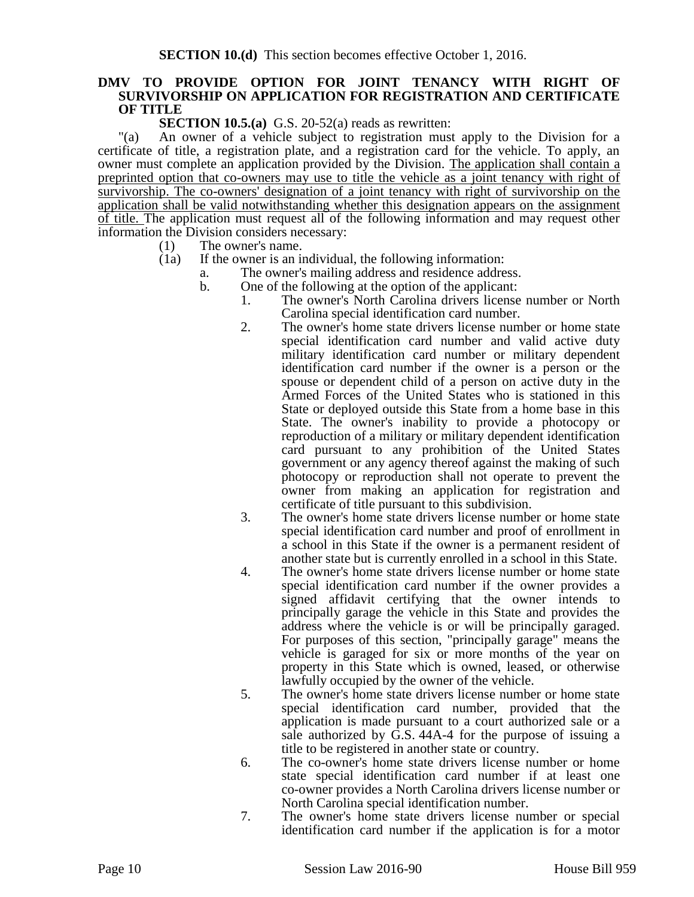**SECTION 10.(d)** This section becomes effective October 1, 2016.

**DMV TO PROVIDE OPTION FOR JOINT TENANCY WITH RIGHT OF SURVIVORSHIP ON APPLICATION FOR REGISTRATION AND CERTIFICATE OF TITLE**

**SECTION 10.5.(a)** G.S. 20-52(a) reads as rewritten:

"(a) An owner of a vehicle subject to registration must apply to the Division for a certificate of title, a registration plate, and a registration card for the vehicle. To apply, an owner must complete an application provided by the Division. <u>The application shall contain a preprinted option that co-owners may use to title the vehicle as a joint tenancy with right of survivorship. The co-owners' designation of a joint tenancy with right of survivorship on the application shall be valid notwithstanding whether this designation appears on the assignment of title.</u> The application must request all of the following information and may request other information the Division considers necessary:

- (1) The owner's name.
- (1a) If the owner is an individual, the following information:
  - a. The owner's mailing address and residence address.
  - b. One of the following at the option of the applicant:
    1. The owner's North Carolina drivers license number or North Carolina special identification card number.
    2. The owner's home state drivers license number or home state special identification card number and valid active duty military identification card number or military dependent identification card number if the owner is a person or the spouse or dependent child of a person on active duty in the Armed Forces of the United States who is stationed in this State or deployed outside this State from a home base in this State. The owner's inability to provide a photocopy or reproduction of a military or military dependent identification card pursuant to any prohibition of the United States government or any agency thereof against the making of such photocopy or reproduction shall not operate to prevent the owner from making an application for registration and certificate of title pursuant to this subdivision.
    3. The owner's home state drivers license number or home state special identification card number and proof of enrollment in a school in this State if the owner is a permanent resident of another state but is currently enrolled in a school in this State.
    4. The owner's home state drivers license number or home state special identification card number if the owner provides a signed affidavit certifying that the owner intends to principally garage the vehicle in this State and provides the address where the vehicle is or will be principally garaged. For purposes of this section, "principally garage" means the vehicle is garaged for six or more months of the year on property in this State which is owned, leased, or otherwise lawfully occupied by the owner of the vehicle.
    5. The owner's home state drivers license number or home state special identification card number, provided that the application is made pursuant to a court authorized sale or a sale authorized by G.S. 44A-4 for the purpose of issuing a title to be registered in another state or country.
    6. The co-owner's home state drivers license number or home state special identification card number if at least one co-owner provides a North Carolina drivers license number or North Carolina special identification number.
    7. The owner's home state drivers license number or special identification card number if the application is for a motor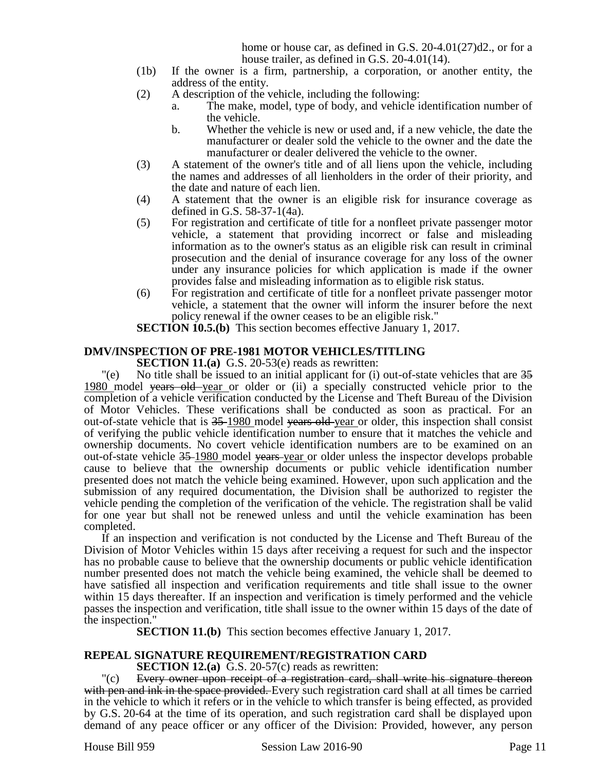home or house car, as defined in G.S. 20-4.01(27)d2., or for a house trailer, as defined in G.S. 20-4.01(14).

(1b) If the owner is a firm, partnership, a corporation, or another entity, the address of the entity.

(2) A description of the vehicle, including the following:

a. The make, model, type of body, and vehicle identification number of the vehicle.

b. Whether the vehicle is new or used and, if a new vehicle, the date the manufacturer or dealer sold the vehicle to the owner and the date the manufacturer or dealer delivered the vehicle to the owner.

(3) A statement of the owner's title and of all liens upon the vehicle, including the names and addresses of all lienholders in the order of their priority, and the date and nature of each lien.

(4) A statement that the owner is an eligible risk for insurance coverage as defined in G.S. 58-37-1(4a).

(5) For registration and certificate of title for a nonfleet private passenger motor vehicle, a statement that providing incorrect or false and misleading information as to the owner's status as an eligible risk can result in criminal prosecution and the denial of insurance coverage for any loss of the owner under any insurance policies for which application is made if the owner provides false and misleading information as to eligible risk status.

(6) For registration and certificate of title for a nonfleet private passenger motor vehicle, a statement that the owner will inform the insurer before the next policy renewal if the owner ceases to be an eligible risk."

**SECTION 10.5.(b)** This section becomes effective January 1, 2017.

**DMV/INSPECTION OF PRE-1981 MOTOR VEHICLES/TITLING**

**SECTION 11.(a)** G.S. 20-53(e) reads as rewritten:

"(e) No title shall be issued to an initial applicant for (i) out-of-state vehicles that are ~~35~~ 1980 model ~~years old~~ year or older or (ii) a specially constructed vehicle prior to the completion of a vehicle verification conducted by the License and Theft Bureau of the Division of Motor Vehicles. These verifications shall be conducted as soon as practical. For an out-of-state vehicle that is ~~35~~ 1980 model ~~years old~~ year or older, this inspection shall consist of verifying the public vehicle identification number to ensure that it matches the vehicle and ownership documents. No covert vehicle identification numbers are to be examined on an out-of-state vehicle ~~35~~ 1980 model ~~years~~ year or older unless the inspector develops probable cause to believe that the ownership documents or public vehicle identification number presented does not match the vehicle being examined. However, upon such application and the submission of any required documentation, the Division shall be authorized to register the vehicle pending the completion of the verification of the vehicle. The registration shall be valid for one year but shall not be renewed unless and until the vehicle examination has been completed.

If an inspection and verification is not conducted by the License and Theft Bureau of the Division of Motor Vehicles within 15 days after receiving a request for such and the inspector has no probable cause to believe that the ownership documents or public vehicle identification number presented does not match the vehicle being examined, the vehicle shall be deemed to have satisfied all inspection and verification requirements and title shall issue to the owner within 15 days thereafter. If an inspection and verification is timely performed and the vehicle passes the inspection and verification, title shall issue to the owner within 15 days of the date of the inspection."

**SECTION 11.(b)** This section becomes effective January 1, 2017.

**REPEAL SIGNATURE REQUIREMENT/REGISTRATION CARD**

**SECTION 12.(a)** G.S. 20-57(c) reads as rewritten:

"(c) ~~Every owner upon receipt of a registration card, shall write his signature thereon with pen and ink in the space provided.~~ Every such registration card shall at all times be carried in the vehicle to which it refers or in the vehicle to which transfer is being effected, as provided by G.S. 20-64 at the time of its operation, and such registration card shall be displayed upon demand of any peace officer or any officer of the Division: Provided, however, any person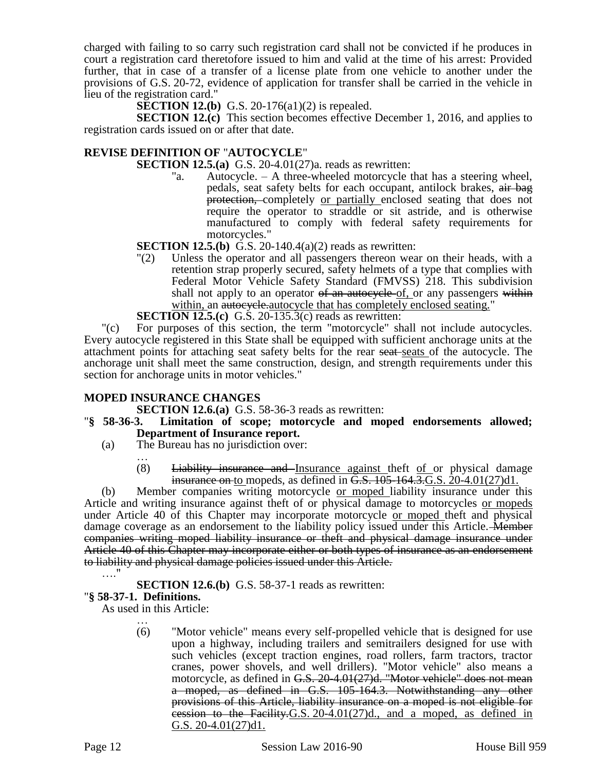charged with failing to so carry such registration card shall not be convicted if he produces in court a registration card theretofore issued to him and valid at the time of his arrest: Provided further, that in case of a transfer of a license plate from one vehicle to another under the provisions of G.S. 20-72, evidence of application for transfer shall be carried in the vehicle in lieu of the registration card."

**SECTION 12.(b)** G.S. 20-176(a1)(2) is repealed.

**SECTION 12.(c)** This section becomes effective December 1, 2016, and applies to registration cards issued on or after that date.

**REVISE DEFINITION OF "AUTOCYCLE"**

**SECTION 12.5.(a)** G.S. 20-4.01(27)a. reads as rewritten:

"a. Autocycle. – A three-wheeled motorcycle that has a steering wheel, pedals, seat safety belts for each occupant, antilock brakes, ~~air bag protection,~~ completely <u>or partially</u> enclosed seating that does not require the operator to straddle or sit astride, and is otherwise manufactured to comply with federal safety requirements for motorcycles."

**SECTION 12.5.(b)** G.S. 20-140.4(a)(2) reads as rewritten:

"(2) Unless the operator and all passengers thereon wear on their heads, with a retention strap properly secured, safety helmets of a type that complies with Federal Motor Vehicle Safety Standard (FMVSS) 218. This subdivision shall not apply to an operator ~~of an autocycle~~ <u>of,</u> or any passengers ~~within~~ <u>within, an</u> ~~autocycle.~~<u>autocycle that has completely enclosed seating.</u>"

**SECTION 12.5.(c)** G.S. 20-135.3(c) reads as rewritten:

"(c) For purposes of this section, the term "motorcycle" shall not include autocycles. Every autocycle registered in this State shall be equipped with sufficient anchorage units at the attachment points for attaching seat safety belts for the rear ~~seat~~ <u>seats</u> of the autocycle. The anchorage unit shall meet the same construction, design, and strength requirements under this section for anchorage units in motor vehicles."

**MOPED INSURANCE CHANGES**

**SECTION 12.6.(a)** G.S. 58-36-3 reads as rewritten:

"**§ 58-36-3. Limitation of scope; motorcycle and moped endorsements allowed; Department of Insurance report.**

(a) The Bureau has no jurisdiction over:

…

(8) ~~Liability insurance and~~ <u>Insurance against</u> theft <u>of</u> or physical damage ~~insurance on~~ <u>to</u> mopeds, as defined in ~~G.S. 105-164.3.~~<u>G.S. 20-4.01(27)d1.</u>

(b) Member companies writing motorcycle <u>or moped</u> liability insurance under this Article and writing insurance against theft of or physical damage to motorcycles <u>or mopeds</u> under Article 40 of this Chapter may incorporate motorcycle <u>or moped</u> theft and physical damage coverage as an endorsement to the liability policy issued under this Article. ~~Member companies writing moped liability insurance or theft and physical damage insurance under Article 40 of this Chapter may incorporate either or both types of insurance as an endorsement to liability and physical damage policies issued under this Article.~~

…."

**SECTION 12.6.(b)** G.S. 58-37-1 reads as rewritten:

"**§ 58-37-1. Definitions.**

As used in this Article:

…

(6) "Motor vehicle" means every self-propelled vehicle that is designed for use upon a highway, including trailers and semitrailers designed for use with such vehicles (except traction engines, road rollers, farm tractors, tractor cranes, power shovels, and well drillers). "Motor vehicle" also means a motorcycle, as defined in ~~G.S. 20-4.01(27)d. "Motor vehicle" does not mean a moped, as defined in G.S. 105-164.3. Notwithstanding any other provisions of this Article, liability insurance on a moped is not eligible for cession to the Facility.~~<u>G.S. 20-4.01(27)d., and a moped, as defined in G.S. 20-4.01(27)d1.</u>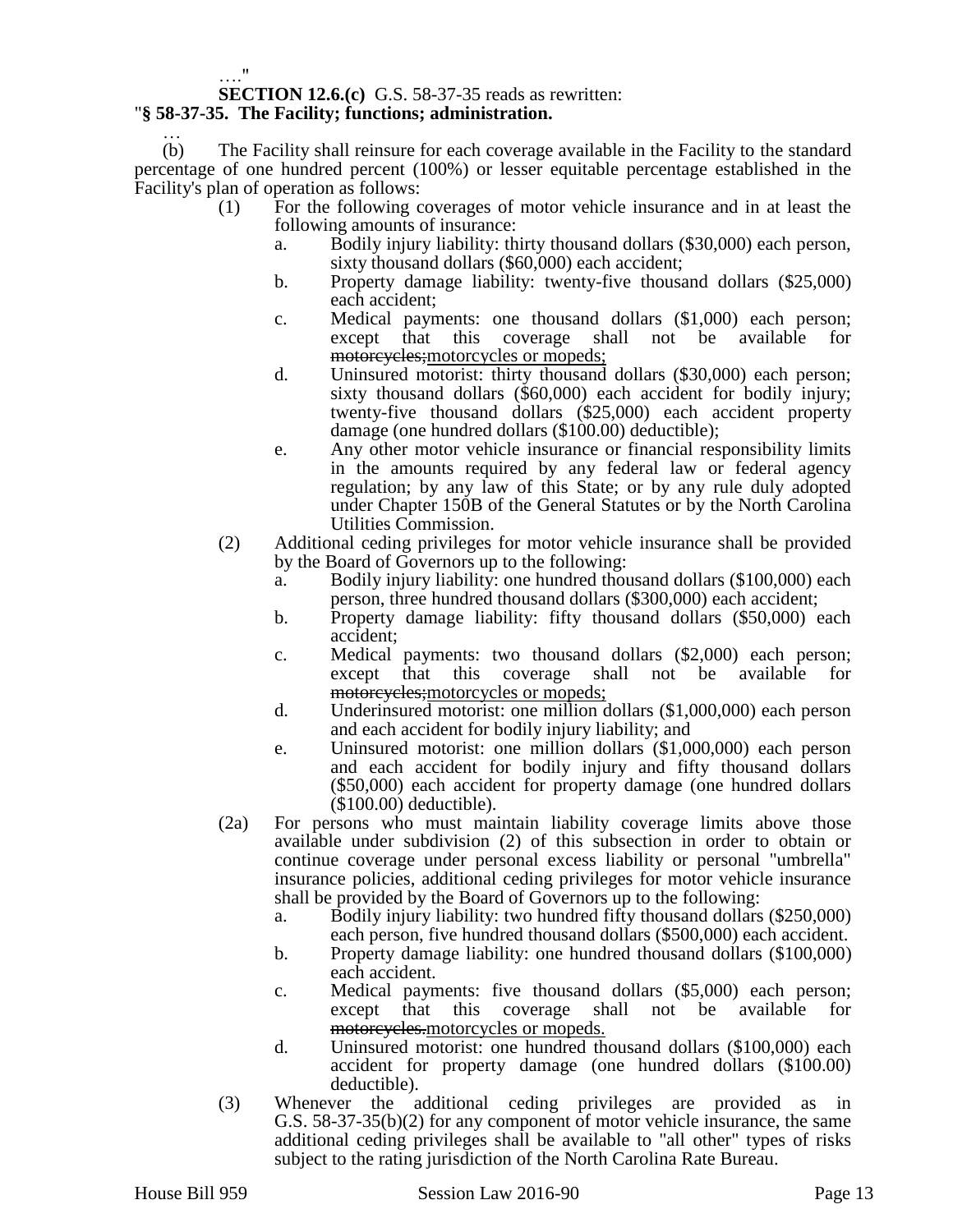…."

**SECTION 12.6.(c)** G.S. 58-37-35 reads as rewritten:

"**§ 58-37-35. The Facility; functions; administration.**

…

(b) The Facility shall reinsure for each coverage available in the Facility to the standard percentage of one hundred percent (100%) or lesser equitable percentage established in the Facility's plan of operation as follows:

- (1) For the following coverages of motor vehicle insurance and in at least the following amounts of insurance:
  - a. Bodily injury liability: thirty thousand dollars ($30,000) each person, sixty thousand dollars ($60,000) each accident;
  - b. Property damage liability: twenty-five thousand dollars ($25,000) each accident;
  - c. Medical payments: one thousand dollars ($1,000) each person; except that this coverage shall not be available for ~~motorcycles;~~motorcycles or mopeds;
  - d. Uninsured motorist: thirty thousand dollars ($30,000) each person; sixty thousand dollars ($60,000) each accident for bodily injury; twenty-five thousand dollars ($25,000) each accident property damage (one hundred dollars ($100.00) deductible);
  - e. Any other motor vehicle insurance or financial responsibility limits in the amounts required by any federal law or federal agency regulation; by any law of this State; or by any rule duly adopted under Chapter 150B of the General Statutes or by the North Carolina Utilities Commission.
- (2) Additional ceding privileges for motor vehicle insurance shall be provided by the Board of Governors up to the following:
  - a. Bodily injury liability: one hundred thousand dollars ($100,000) each person, three hundred thousand dollars ($300,000) each accident;
  - b. Property damage liability: fifty thousand dollars ($50,000) each accident;
  - c. Medical payments: two thousand dollars ($2,000) each person; except that this coverage shall not be available for ~~motorcycles;~~motorcycles or mopeds;
  - d. Underinsured motorist: one million dollars ($1,000,000) each person and each accident for bodily injury liability; and
  - e. Uninsured motorist: one million dollars ($1,000,000) each person and each accident for bodily injury and fifty thousand dollars ($50,000) each accident for property damage (one hundred dollars ($100.00) deductible).
- (2a) For persons who must maintain liability coverage limits above those available under subdivision (2) of this subsection in order to obtain or continue coverage under personal excess liability or personal "umbrella" insurance policies, additional ceding privileges for motor vehicle insurance shall be provided by the Board of Governors up to the following:
  - a. Bodily injury liability: two hundred fifty thousand dollars ($250,000) each person, five hundred thousand dollars ($500,000) each accident.
  - b. Property damage liability: one hundred thousand dollars ($100,000) each accident.
  - c. Medical payments: five thousand dollars ($5,000) each person; except that this coverage shall not be available for ~~motorcycles.~~motorcycles or mopeds.
  - d. Uninsured motorist: one hundred thousand dollars ($100,000) each accident for property damage (one hundred dollars ($100.00) deductible).
- (3) Whenever the additional ceding privileges are provided as in G.S. 58-37-35(b)(2) for any component of motor vehicle insurance, the same additional ceding privileges shall be available to "all other" types of risks subject to the rating jurisdiction of the North Carolina Rate Bureau.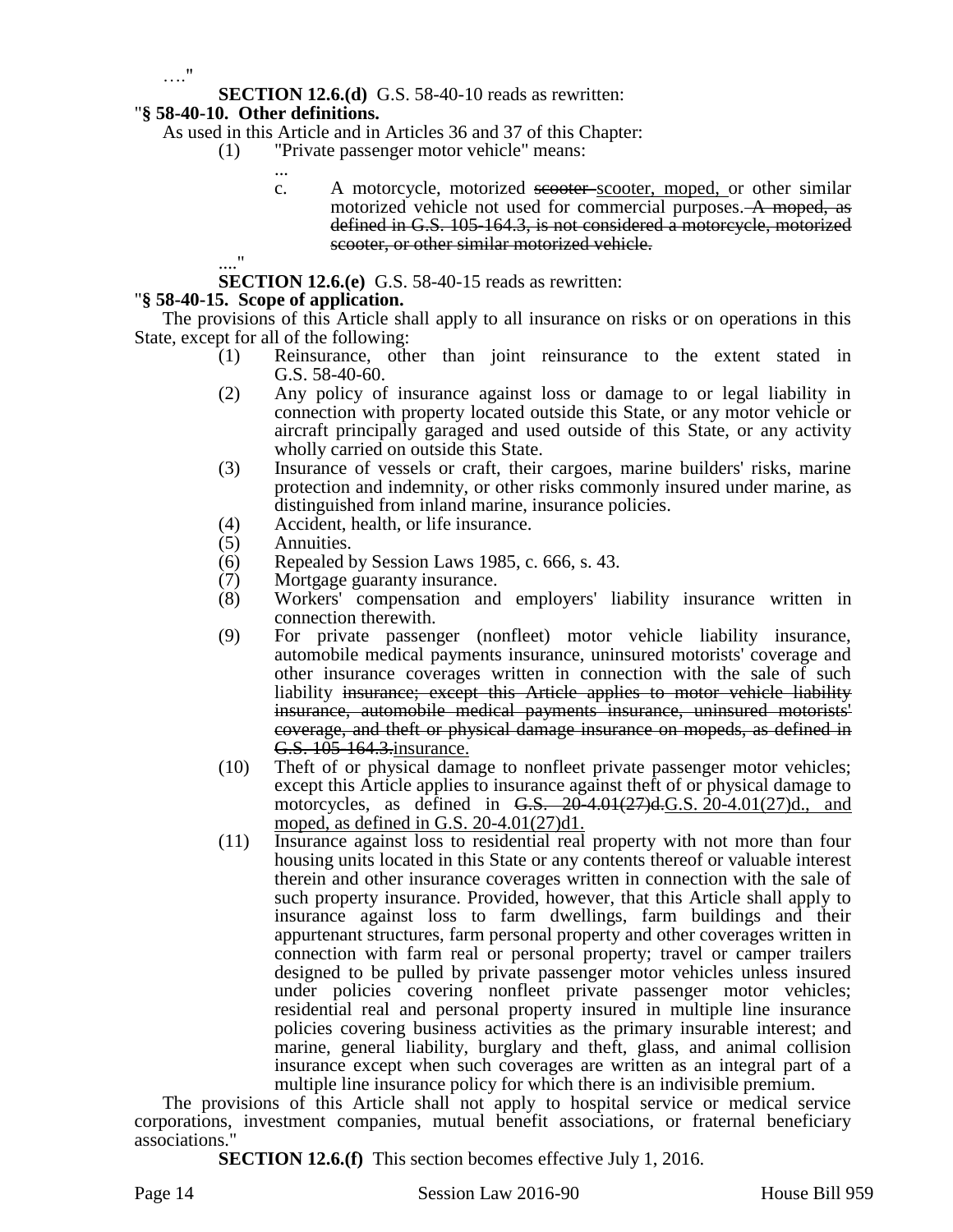…."

**SECTION 12.6.(d)** G.S. 58-40-10 reads as rewritten:

"**§ 58-40-10. Other definitions.**

As used in this Article and in Articles 36 and 37 of this Chapter:

(1) "Private passenger motor vehicle" means:

...

c. A motorcycle, motorized ~~scooter~~ scooter, moped, or other similar motorized vehicle not used for commercial purposes. ~~A moped, as defined in G.S. 105-164.3, is not considered a motorcycle, motorized scooter, or other similar motorized vehicle.~~

...."

**SECTION 12.6.(e)** G.S. 58-40-15 reads as rewritten:

"**§ 58-40-15. Scope of application.**

The provisions of this Article shall apply to all insurance on risks or on operations in this State, except for all of the following:

(1) Reinsurance, other than joint reinsurance to the extent stated in G.S. 58-40-60.
(2) Any policy of insurance against loss or damage to or legal liability in connection with property located outside this State, or any motor vehicle or aircraft principally garaged and used outside of this State, or any activity wholly carried on outside this State.
(3) Insurance of vessels or craft, their cargoes, marine builders' risks, marine protection and indemnity, or other risks commonly insured under marine, as distinguished from inland marine, insurance policies.
(4) Accident, health, or life insurance.
(5) Annuities.
(6) Repealed by Session Laws 1985, c. 666, s. 43.
(7) Mortgage guaranty insurance.
(8) Workers' compensation and employers' liability insurance written in connection therewith.
(9) For private passenger (nonfleet) motor vehicle liability insurance, automobile medical payments insurance, uninsured motorists' coverage and other insurance coverages written in connection with the sale of such liability ~~insurance; except this Article applies to motor vehicle liability insurance, automobile medical payments insurance, uninsured motorists' coverage, and theft or physical damage insurance on mopeds, as defined in G.S. 105-164.3.~~insurance.
(10) Theft of or physical damage to nonfleet private passenger motor vehicles; except this Article applies to insurance against theft of or physical damage to motorcycles, as defined in ~~G.S. 20-4.01(27)d.~~G.S. 20-4.01(27)d., and moped, as defined in G.S. 20-4.01(27)d1.
(11) Insurance against loss to residential real property with not more than four housing units located in this State or any contents thereof or valuable interest therein and other insurance coverages written in connection with the sale of such property insurance. Provided, however, that this Article shall apply to insurance against loss to farm dwellings, farm buildings and their appurtenant structures, farm personal property and other coverages written in connection with farm real or personal property; travel or camper trailers designed to be pulled by private passenger motor vehicles unless insured under policies covering nonfleet private passenger motor vehicles; residential real and personal property insured in multiple line insurance policies covering business activities as the primary insurable interest; and marine, general liability, burglary and theft, glass, and animal collision insurance except when such coverages are written as an integral part of a multiple line insurance policy for which there is an indivisible premium.

The provisions of this Article shall not apply to hospital service or medical service corporations, investment companies, mutual benefit associations, or fraternal beneficiary associations."

**SECTION 12.6.(f)** This section becomes effective July 1, 2016.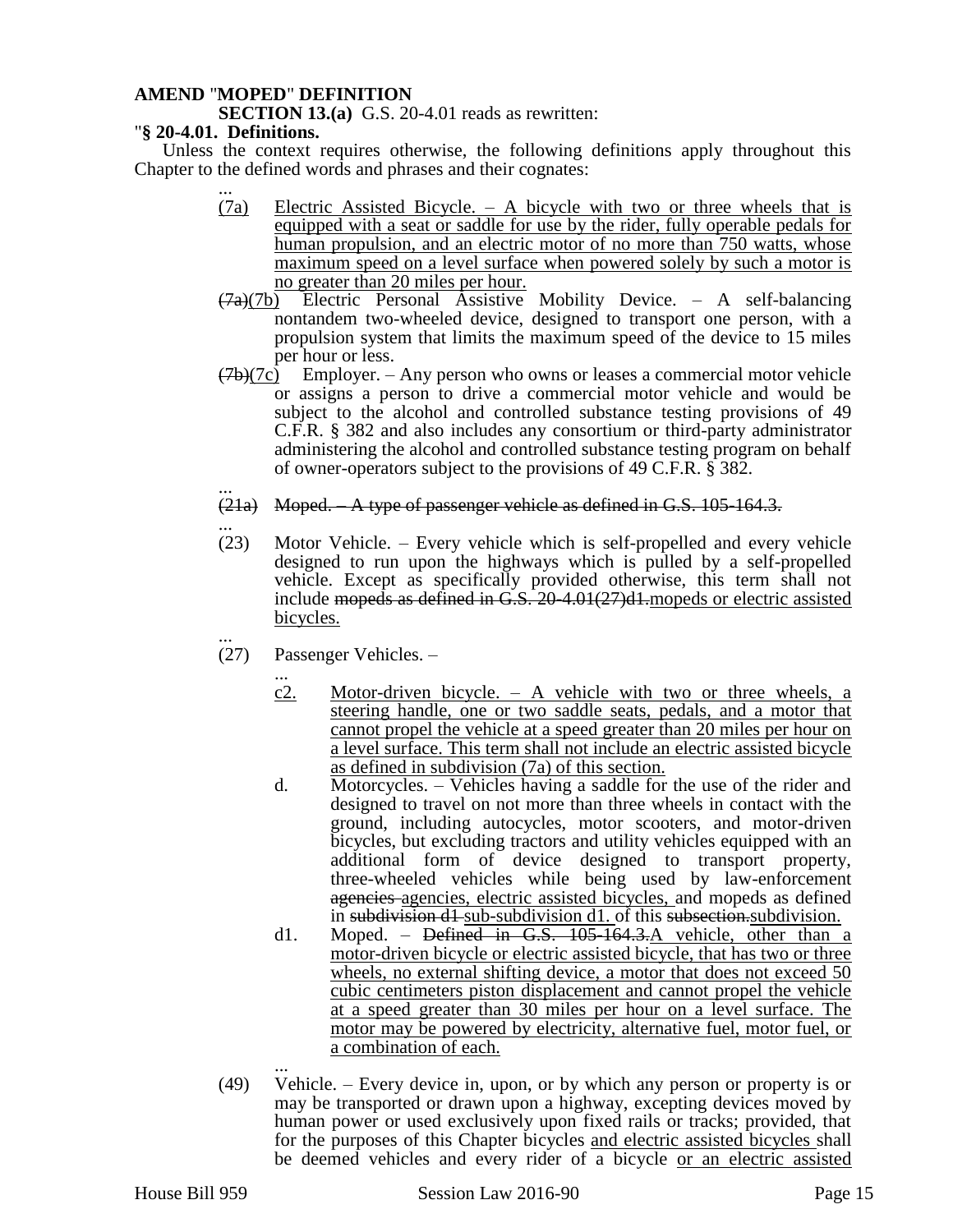**AMEND "MOPED" DEFINITION**

**SECTION 13.(a)** G.S. 20-4.01 reads as rewritten:

"**§ 20-4.01. Definitions.**

Unless the context requires otherwise, the following definitions apply throughout this Chapter to the defined words and phrases and their cognates:

...

(7a) Electric Assisted Bicycle. – A bicycle with two or three wheels that is equipped with a seat or saddle for use by the rider, fully operable pedals for human propulsion, and an electric motor of no more than 750 watts, whose maximum speed on a level surface when powered solely by such a motor is no greater than 20 miles per hour.

~~(7a)~~(7b) Electric Personal Assistive Mobility Device. – A self-balancing nontandem two-wheeled device, designed to transport one person, with a propulsion system that limits the maximum speed of the device to 15 miles per hour or less.

~~(7b)~~(7c) Employer. – Any person who owns or leases a commercial motor vehicle or assigns a person to drive a commercial motor vehicle and would be subject to the alcohol and controlled substance testing provisions of 49 C.F.R. § 382 and also includes any consortium or third-party administrator administering the alcohol and controlled substance testing program on behalf of owner-operators subject to the provisions of 49 C.F.R. § 382.

...

~~(21a) Moped. – A type of passenger vehicle as defined in G.S. 105-164.3.~~

...

(23) Motor Vehicle. – Every vehicle which is self-propelled and every vehicle designed to run upon the highways which is pulled by a self-propelled vehicle. Except as specifically provided otherwise, this term shall not include ~~mopeds as defined in G.S. 20-4.01(27)d1.~~mopeds or electric assisted bicycles.

...

(27) Passenger Vehicles. –

...

c2. Motor-driven bicycle. – A vehicle with two or three wheels, a steering handle, one or two saddle seats, pedals, and a motor that cannot propel the vehicle at a speed greater than 20 miles per hour on a level surface. This term shall not include an electric assisted bicycle as defined in subdivision (7a) of this section.

d. Motorcycles. – Vehicles having a saddle for the use of the rider and designed to travel on not more than three wheels in contact with the ground, including autocycles, motor scooters, and motor-driven bicycles, but excluding tractors and utility vehicles equipped with an additional form of device designed to transport property, three-wheeled vehicles while being used by law-enforcement ~~agencies~~ agencies, electric assisted bicycles, and mopeds as defined in ~~subdivision d1~~ sub-subdivision d1. of this ~~subsection.~~subdivision.

d1. Moped. – ~~Defined in G.S. 105-164.3.~~A vehicle, other than a motor-driven bicycle or electric assisted bicycle, that has two or three wheels, no external shifting device, a motor that does not exceed 50 cubic centimeters piston displacement and cannot propel the vehicle at a speed greater than 30 miles per hour on a level surface. The motor may be powered by electricity, alternative fuel, motor fuel, or a combination of each.

...

(49) Vehicle. – Every device in, upon, or by which any person or property is or may be transported or drawn upon a highway, excepting devices moved by human power or used exclusively upon fixed rails or tracks; provided, that for the purposes of this Chapter bicycles and electric assisted bicycles shall be deemed vehicles and every rider of a bicycle or an electric assisted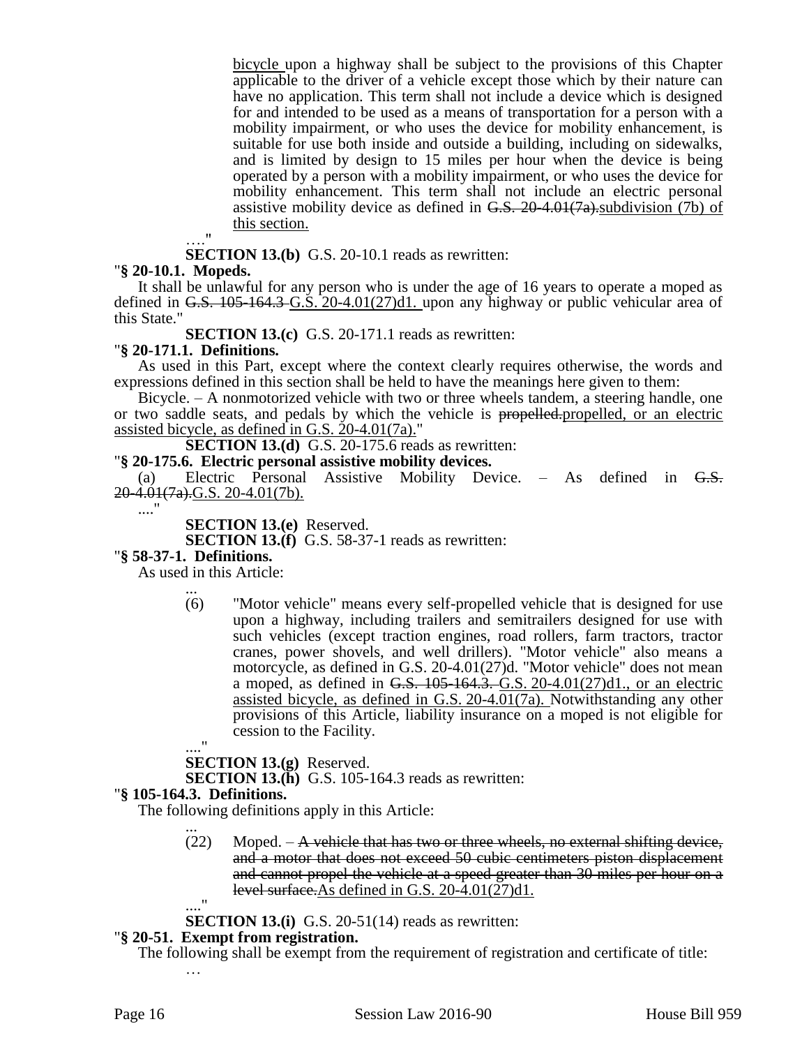bicycle upon a highway shall be subject to the provisions of this Chapter applicable to the driver of a vehicle except those which by their nature can have no application. This term shall not include a device which is designed for and intended to be used as a means of transportation for a person with a mobility impairment, or who uses the device for mobility enhancement, is suitable for use both inside and outside a building, including on sidewalks, and is limited by design to 15 miles per hour when the device is being operated by a person with a mobility impairment, or who uses the device for mobility enhancement. This term shall not include an electric personal assistive mobility device as defined in ~~G.S. 20-4.01(7a).~~subdivision (7b) of this section.

…."

**SECTION 13.(b)** G.S. 20-10.1 reads as rewritten:

"**§ 20-10.1. Mopeds.**

It shall be unlawful for any person who is under the age of 16 years to operate a moped as defined in ~~G.S. 105-164.3~~ G.S. 20-4.01(27)d1. upon any highway or public vehicular area of this State."

**SECTION 13.(c)** G.S. 20-171.1 reads as rewritten:

"**§ 20-171.1. Definitions.**

As used in this Part, except where the context clearly requires otherwise, the words and expressions defined in this section shall be held to have the meanings here given to them:

Bicycle. – A nonmotorized vehicle with two or three wheels tandem, a steering handle, one or two saddle seats, and pedals by which the vehicle is ~~propelled.~~propelled, or an electric assisted bicycle, as defined in G.S. 20-4.01(7a)."

**SECTION 13.(d)** G.S. 20-175.6 reads as rewritten:

"**§ 20-175.6. Electric personal assistive mobility devices.**

(a) Electric Personal Assistive Mobility Device. – As defined in ~~G.S. 20-4.01(7a).~~G.S. 20-4.01(7b).

...."

**SECTION 13.(e)** Reserved.

**SECTION 13.(f)** G.S. 58-37-1 reads as rewritten:

"**§ 58-37-1. Definitions.**

As used in this Article:

...

(6) "Motor vehicle" means every self-propelled vehicle that is designed for use upon a highway, including trailers and semitrailers designed for use with such vehicles (except traction engines, road rollers, farm tractors, tractor cranes, power shovels, and well drillers). "Motor vehicle" also means a motorcycle, as defined in G.S. 20-4.01(27)d. "Motor vehicle" does not mean a moped, as defined in ~~G.S. 105-164.3.~~ G.S. 20-4.01(27)d1., or an electric assisted bicycle, as defined in G.S. 20-4.01(7a). Notwithstanding any other provisions of this Article, liability insurance on a moped is not eligible for cession to the Facility.

...."

**SECTION 13.(g)** Reserved.

**SECTION 13.(h)** G.S. 105-164.3 reads as rewritten:

"**§ 105-164.3. Definitions.**

The following definitions apply in this Article:

...

(22) Moped. – ~~A vehicle that has two or three wheels, no external shifting device, and a motor that does not exceed 50 cubic centimeters piston displacement and cannot propel the vehicle at a speed greater than 30 miles per hour on a level surface.~~As defined in G.S. 20-4.01(27)d1.

...."

**SECTION 13.(i)** G.S. 20-51(14) reads as rewritten:

"**§ 20-51. Exempt from registration.**

The following shall be exempt from the requirement of registration and certificate of title:

…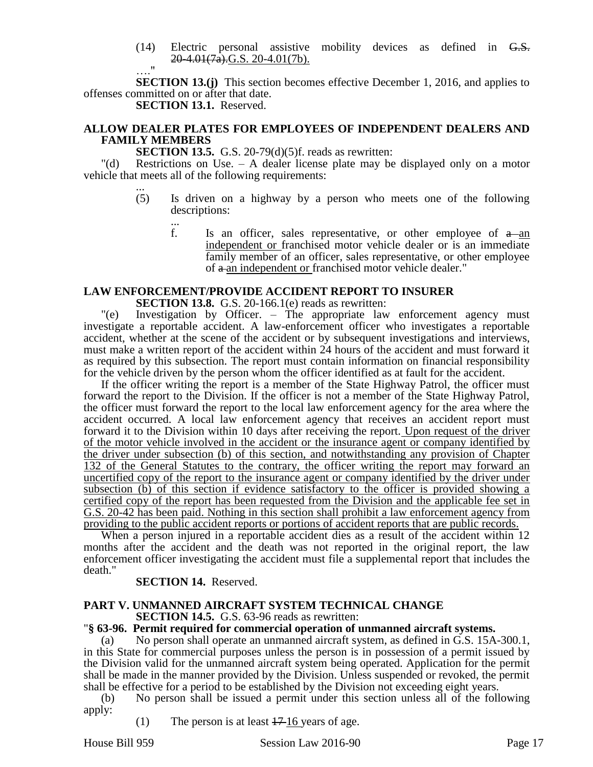(14) Electric personal assistive mobility devices as defined in ~~G.S. 20-4.01(7a).~~G.S. 20-4.01(7b).

…."

**SECTION 13.(j)** This section becomes effective December 1, 2016, and applies to offenses committed on or after that date.

**SECTION 13.1.** Reserved.

## ALLOW DEALER PLATES FOR EMPLOYEES OF INDEPENDENT DEALERS AND FAMILY MEMBERS

**SECTION 13.5.** G.S. 20-79(d)(5)f. reads as rewritten:

"(d) Restrictions on Use. – A dealer license plate may be displayed only on a motor vehicle that meets all of the following requirements:

...

(5) Is driven on a highway by a person who meets one of the following descriptions:

...

f. Is an officer, sales representative, or other employee of ~~a~~ <u>an independent or</u> franchised motor vehicle dealer or is an immediate family member of an officer, sales representative, or other employee of ~~a~~ <u>an independent or</u> franchised motor vehicle dealer."

## LAW ENFORCEMENT/PROVIDE ACCIDENT REPORT TO INSURER

**SECTION 13.8.** G.S. 20-166.1(e) reads as rewritten:

"(e) Investigation by Officer. – The appropriate law enforcement agency must investigate a reportable accident. A law-enforcement officer who investigates a reportable accident, whether at the scene of the accident or by subsequent investigations and interviews, must make a written report of the accident within 24 hours of the accident and must forward it as required by this subsection. The report must contain information on financial responsibility for the vehicle driven by the person whom the officer identified as at fault for the accident.

If the officer writing the report is a member of the State Highway Patrol, the officer must forward the report to the Division. If the officer is not a member of the State Highway Patrol, the officer must forward the report to the local law enforcement agency for the area where the accident occurred. A local law enforcement agency that receives an accident report must forward it to the Division within 10 days after receiving the report. <u>Upon request of the driver of the motor vehicle involved in the accident or the insurance agent or company identified by the driver under subsection (b) of this section, and notwithstanding any provision of Chapter 132 of the General Statutes to the contrary, the officer writing the report may forward an uncertified copy of the report to the insurance agent or company identified by the driver under subsection (b) of this section if evidence satisfactory to the officer is provided showing a certified copy of the report has been requested from the Division and the applicable fee set in G.S. 20-42 has been paid. Nothing in this section shall prohibit a law enforcement agency from providing to the public accident reports or portions of accident reports that are public records.</u>

When a person injured in a reportable accident dies as a result of the accident within 12 months after the accident and the death was not reported in the original report, the law enforcement officer investigating the accident must file a supplemental report that includes the death."

**SECTION 14.** Reserved.

## PART V. UNMANNED AIRCRAFT SYSTEM TECHNICAL CHANGE

**SECTION 14.5.** G.S. 63-96 reads as rewritten:

"**§ 63-96. Permit required for commercial operation of unmanned aircraft systems.**

(a) No person shall operate an unmanned aircraft system, as defined in G.S. 15A-300.1, in this State for commercial purposes unless the person is in possession of a permit issued by the Division valid for the unmanned aircraft system being operated. Application for the permit shall be made in the manner provided by the Division. Unless suspended or revoked, the permit shall be effective for a period to be established by the Division not exceeding eight years.

(b) No person shall be issued a permit under this section unless all of the following apply:

(1) The person is at least ~~17~~ <u>16</u> years of age.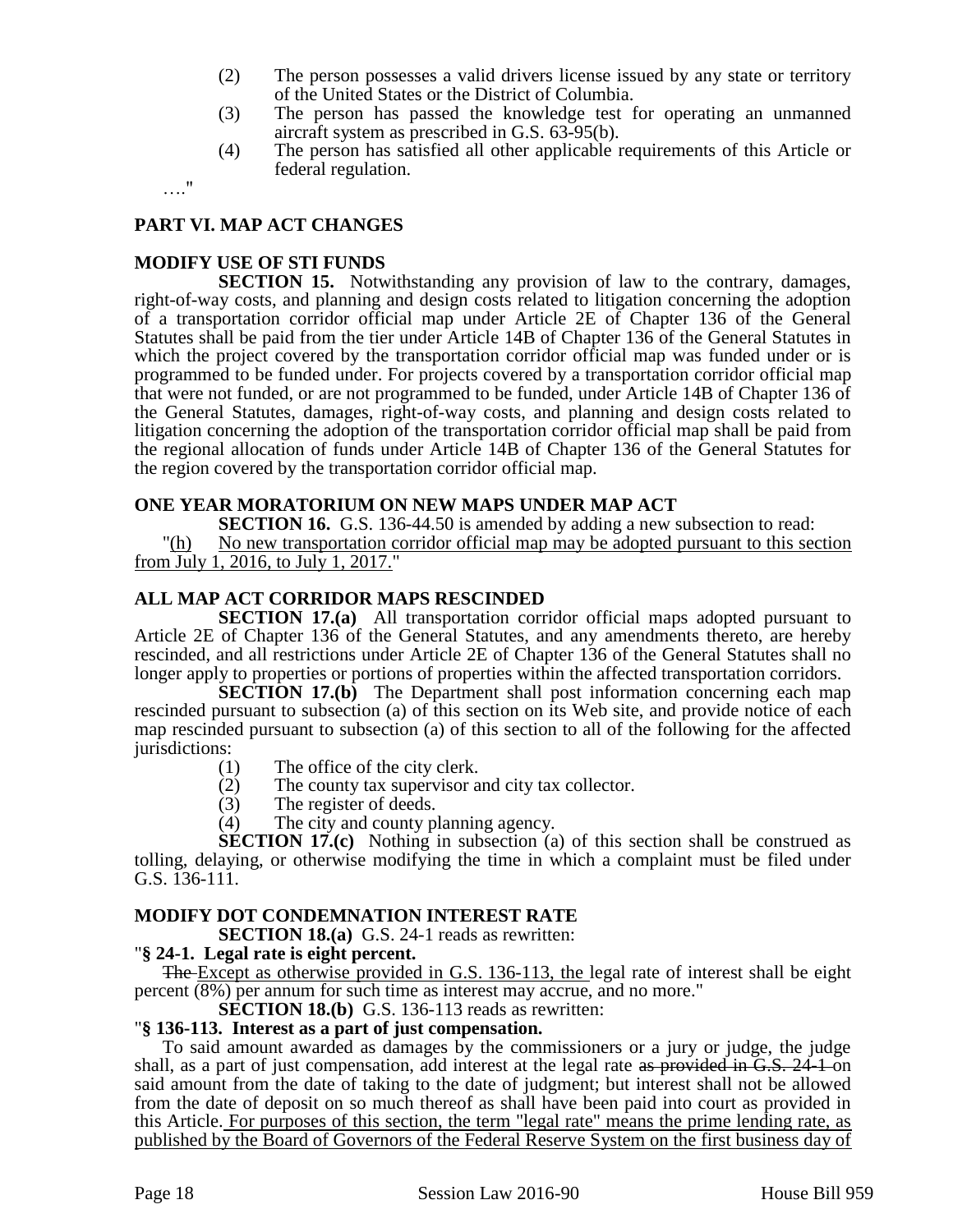(2) The person possesses a valid drivers license issued by any state or territory of the United States or the District of Columbia.

(3) The person has passed the knowledge test for operating an unmanned aircraft system as prescribed in G.S. 63-95(b).

(4) The person has satisfied all other applicable requirements of this Article or federal regulation.

…."

## PART VI. MAP ACT CHANGES

### MODIFY USE OF STI FUNDS

**SECTION 15.** Notwithstanding any provision of law to the contrary, damages, right-of-way costs, and planning and design costs related to litigation concerning the adoption of a transportation corridor official map under Article 2E of Chapter 136 of the General Statutes shall be paid from the tier under Article 14B of Chapter 136 of the General Statutes in which the project covered by the transportation corridor official map was funded under or is programmed to be funded under. For projects covered by a transportation corridor official map that were not funded, or are not programmed to be funded, under Article 14B of Chapter 136 of the General Statutes, damages, right-of-way costs, and planning and design costs related to litigation concerning the adoption of the transportation corridor official map shall be paid from the regional allocation of funds under Article 14B of Chapter 136 of the General Statutes for the region covered by the transportation corridor official map.

### ONE YEAR MORATORIUM ON NEW MAPS UNDER MAP ACT

**SECTION 16.** G.S. 136-44.50 is amended by adding a new subsection to read:

"<u>(h) No new transportation corridor official map may be adopted pursuant to this section from July 1, 2016, to July 1, 2017.</u>"

### ALL MAP ACT CORRIDOR MAPS RESCINDED

**SECTION 17.(a)** All transportation corridor official maps adopted pursuant to Article 2E of Chapter 136 of the General Statutes, and any amendments thereto, are hereby rescinded, and all restrictions under Article 2E of Chapter 136 of the General Statutes shall no longer apply to properties or portions of properties within the affected transportation corridors.

**SECTION 17.(b)** The Department shall post information concerning each map rescinded pursuant to subsection (a) of this section on its Web site, and provide notice of each map rescinded pursuant to subsection (a) of this section to all of the following for the affected jurisdictions:

(1) The office of the city clerk.

(2) The county tax supervisor and city tax collector.

(3) The register of deeds.

(4) The city and county planning agency.

**SECTION 17.(c)** Nothing in subsection (a) of this section shall be construed as tolling, delaying, or otherwise modifying the time in which a complaint must be filed under G.S. 136-111.

### MODIFY DOT CONDEMNATION INTEREST RATE

**SECTION 18.(a)** G.S. 24-1 reads as rewritten:

"**§ 24-1. Legal rate is eight percent.**

~~The~~ <u>Except as otherwise provided in G.S. 136-113, the</u> legal rate of interest shall be eight percent (8%) per annum for such time as interest may accrue, and no more."

**SECTION 18.(b)** G.S. 136-113 reads as rewritten:

"**§ 136-113. Interest as a part of just compensation.**

To said amount awarded as damages by the commissioners or a jury or judge, the judge shall, as a part of just compensation, add interest at the legal rate ~~as provided in G.S. 24-1~~ on said amount from the date of taking to the date of judgment; but interest shall not be allowed from the date of deposit on so much thereof as shall have been paid into court as provided in this Article. <u>For purposes of this section, the term "legal rate" means the prime lending rate, as published by the Board of Governors of the Federal Reserve System on the first business day of</u>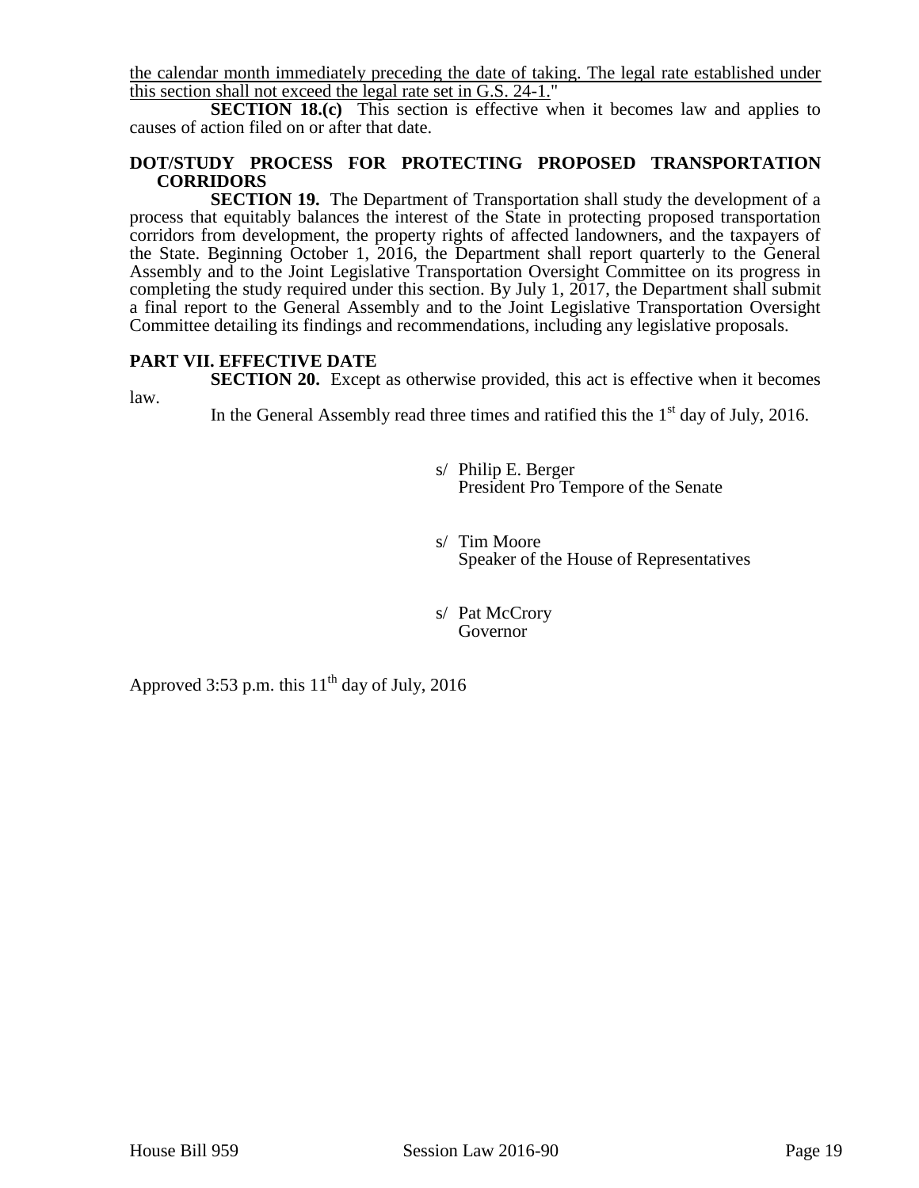the calendar month immediately preceding the date of taking. The legal rate established under this section shall not exceed the legal rate set in G.S. 24-1."

**SECTION 18.(c)** This section is effective when it becomes law and applies to causes of action filed on or after that date.

**DOT/STUDY PROCESS FOR PROTECTING PROPOSED TRANSPORTATION CORRIDORS**

**SECTION 19.** The Department of Transportation shall study the development of a process that equitably balances the interest of the State in protecting proposed transportation corridors from development, the property rights of affected landowners, and the taxpayers of the State. Beginning October 1, 2016, the Department shall report quarterly to the General Assembly and to the Joint Legislative Transportation Oversight Committee on its progress in completing the study required under this section. By July 1, 2017, the Department shall submit a final report to the General Assembly and to the Joint Legislative Transportation Oversight Committee detailing its findings and recommendations, including any legislative proposals.

**PART VII. EFFECTIVE DATE**

**SECTION 20.** Except as otherwise provided, this act is effective when it becomes law.

In the General Assembly read three times and ratified this the 1st day of July, 2016.

s/ Philip E. Berger
President Pro Tempore of the Senate

s/ Tim Moore
Speaker of the House of Representatives

s/ Pat McCrory
Governor

Approved 3:53 p.m. this 11th day of July, 2016